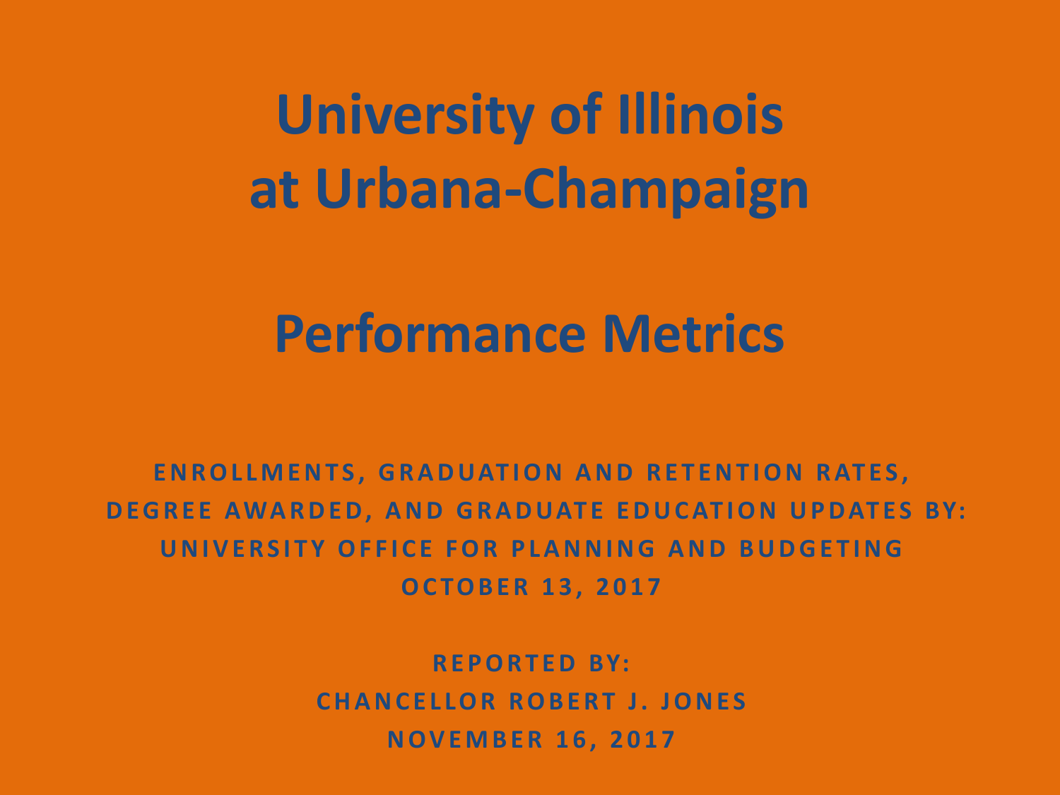# University of Illinois at Urbana-Champaign

# Performance Metrics

**ENROLLMENTS, GRADUATION AND RETENTION RATES, DEGREE AWARDED, AND GRADUATE EDUCATION UPDATES BY: UNIVERSITY OFFICE FOR PLANNING AND BUDGETING**

**OCTOBER 13, 2017**

**REPORTED BY:**

**CHANCELLOR ROBERT J. JONES**

**NOVEMBER 16, 2017**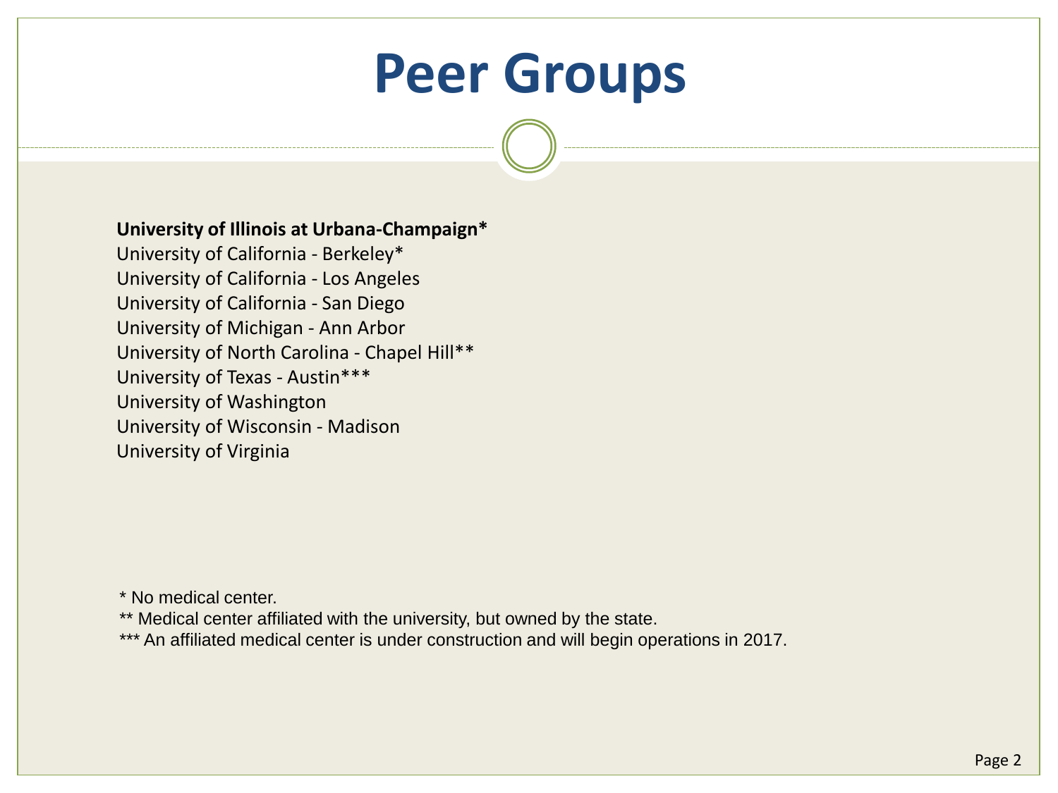# Peer Groups

**University of Illinois at Urbana-Champaign***
University of California - Berkeley*
University of California - Los Angeles
University of California - San Diego
University of Michigan - Ann Arbor
University of North Carolina - Chapel Hill**
University of Texas - Austin***
University of Washington
University of Wisconsin - Madison
University of Virginia

* No medical center.
** Medical center affiliated with the university, but owned by the state.
*** An affiliated medical center is under construction and will begin operations in 2017.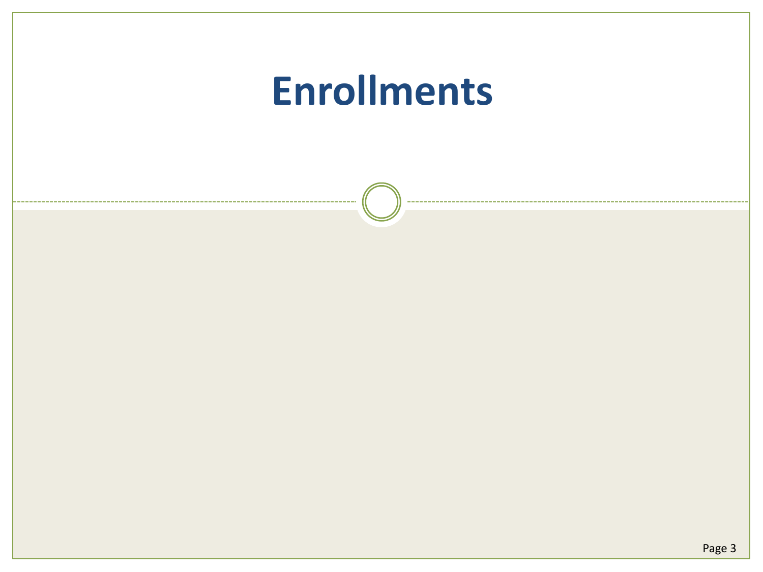# Enrollments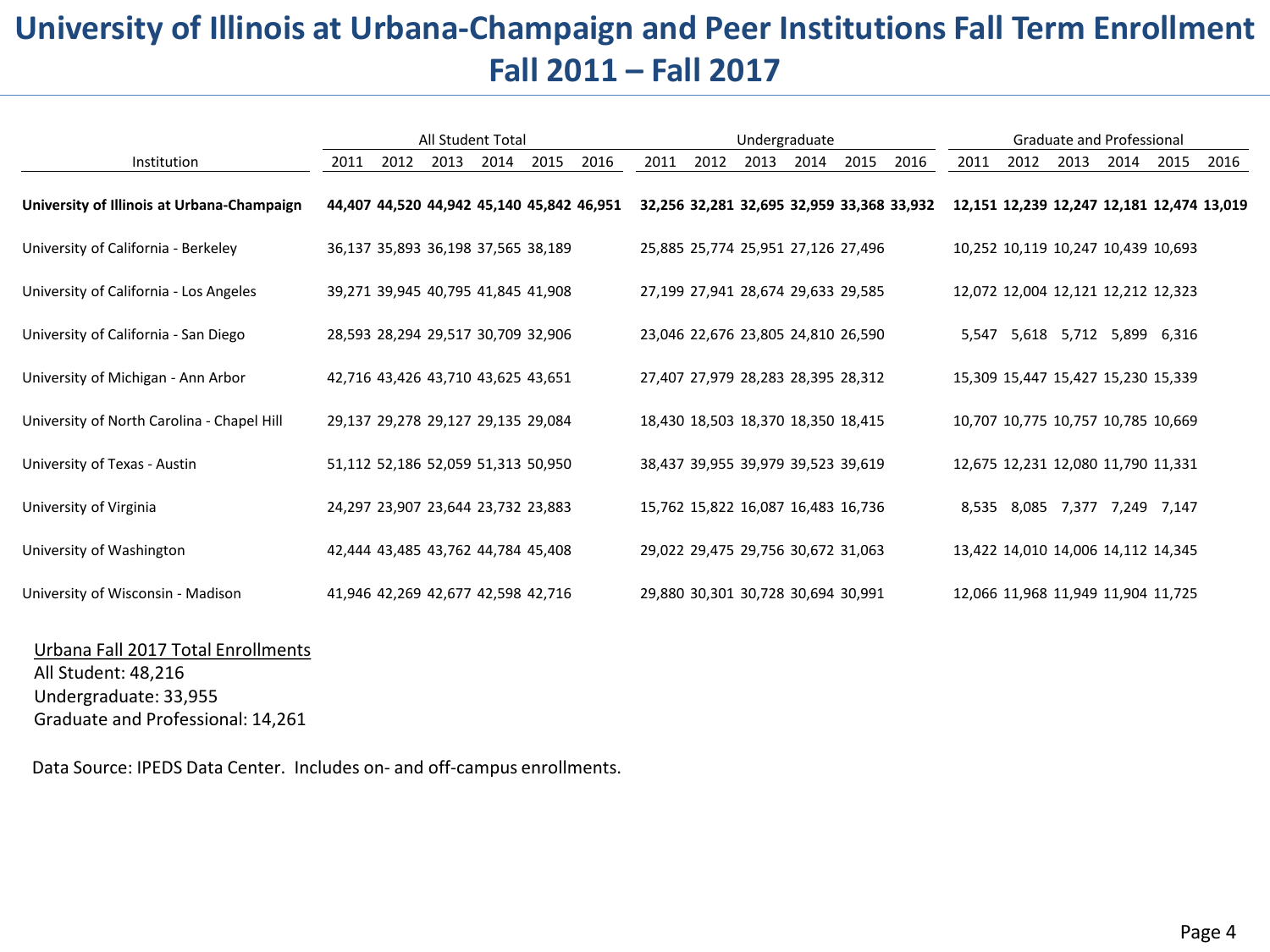# University of Illinois at Urbana-Champaign and Peer Institutions Fall Term Enrollment Fall 2011 – Fall 2017

| Institution | All Student Total | | | | | | Undergraduate | | | | | | Graduate and Professional | | | | | |
|---|---|---|---|---|---|---|---|---|---|---|---|---|---|---|---|---|---|---|
| | 2011 | 2012 | 2013 | 2014 | 2015 | 2016 | 2011 | 2012 | 2013 | 2014 | 2015 | 2016 | 2011 | 2012 | 2013 | 2014 | 2015 | 2016 |
| **University of Illinois at Urbana-Champaign** | **44,407** | **44,520** | **44,942** | **45,140** | **45,842** | **46,951** | **32,256** | **32,281** | **32,695** | **32,959** | **33,368** | **33,932** | **12,151** | **12,239** | **12,247** | **12,181** | **12,474** | **13,019** |
| University of California - Berkeley | 36,137 | 35,893 | 36,198 | 37,565 | 38,189 | | 25,885 | 25,774 | 25,951 | 27,126 | 27,496 | | 10,252 | 10,119 | 10,247 | 10,439 | 10,693 | |
| University of California - Los Angeles | 39,271 | 39,945 | 40,795 | 41,845 | 41,908 | | 27,199 | 27,941 | 28,674 | 29,633 | 29,585 | | 12,072 | 12,004 | 12,121 | 12,212 | 12,323 | |
| University of California - San Diego | 28,593 | 28,294 | 29,517 | 30,709 | 32,906 | | 23,046 | 22,676 | 23,805 | 24,810 | 26,590 | | 5,547 | 5,618 | 5,712 | 5,899 | 6,316 | |
| University of Michigan - Ann Arbor | 42,716 | 43,426 | 43,710 | 43,625 | 43,651 | | 27,407 | 27,979 | 28,283 | 28,395 | 28,312 | | 15,309 | 15,447 | 15,427 | 15,230 | 15,339 | |
| University of North Carolina - Chapel Hill | 29,137 | 29,278 | 29,127 | 29,135 | 29,084 | | 18,430 | 18,503 | 18,370 | 18,350 | 18,415 | | 10,707 | 10,775 | 10,757 | 10,785 | 10,669 | |
| University of Texas - Austin | 51,112 | 52,186 | 52,059 | 51,313 | 50,950 | | 38,437 | 39,955 | 39,979 | 39,523 | 39,619 | | 12,675 | 12,231 | 12,080 | 11,790 | 11,331 | |
| University of Virginia | 24,297 | 23,907 | 23,644 | 23,732 | 23,883 | | 15,762 | 15,822 | 16,087 | 16,483 | 16,736 | | 8,535 | 8,085 | 7,377 | 7,249 | 7,147 | |
| University of Washington | 42,444 | 43,485 | 43,762 | 44,784 | 45,408 | | 29,022 | 29,475 | 29,756 | 30,672 | 31,063 | | 13,422 | 14,010 | 14,006 | 14,112 | 14,345 | |
| University of Wisconsin - Madison | 41,946 | 42,269 | 42,677 | 42,598 | 42,716 | | 29,880 | 30,301 | 30,728 | 30,694 | 30,991 | | 12,066 | 11,968 | 11,949 | 11,904 | 11,725 | |

Urbana Fall 2017 Total Enrollments
All Student: 48,216
Undergraduate: 33,955
Graduate and Professional: 14,261

Data Source: IPEDS Data Center. Includes on- and off-campus enrollments.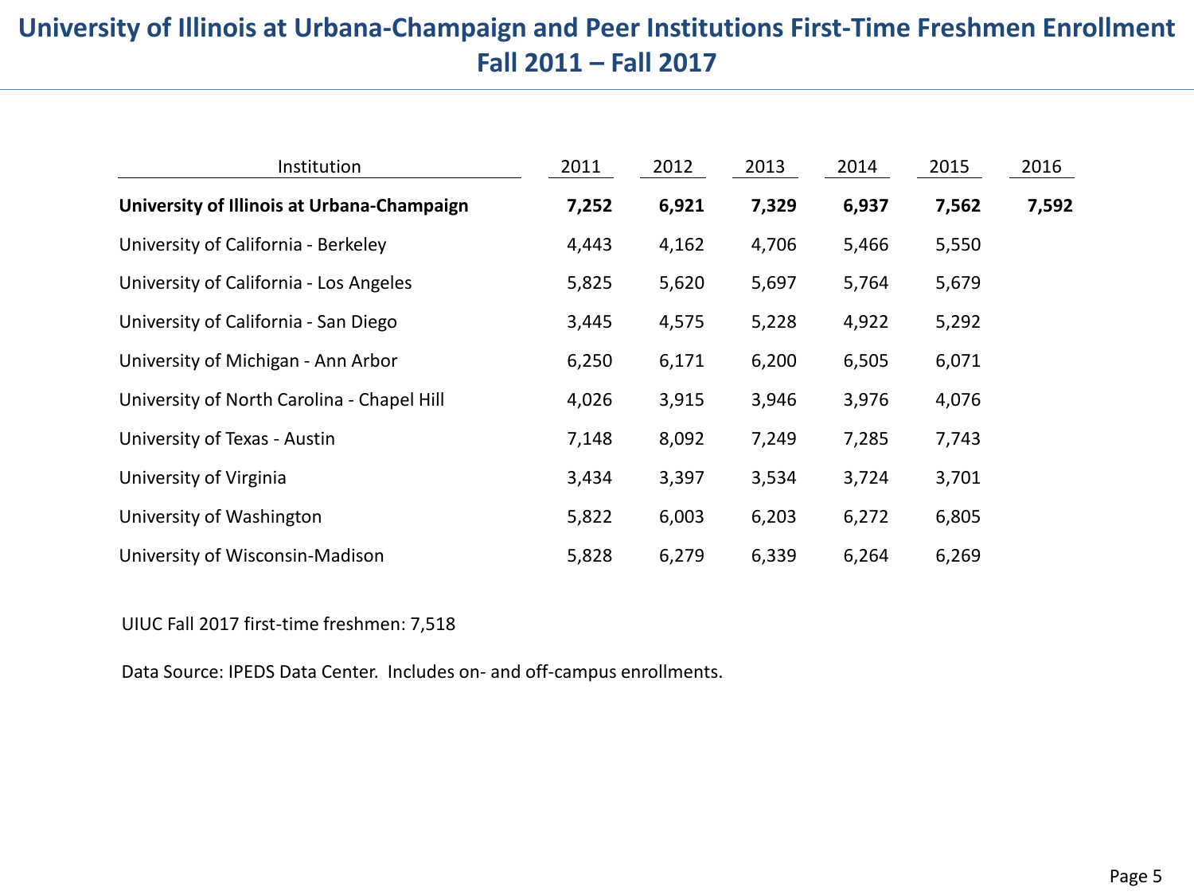# University of Illinois at Urbana-Champaign and Peer Institutions First-Time Freshmen Enrollment Fall 2011 – Fall 2017

| Institution | 2011 | 2012 | 2013 | 2014 | 2015 | 2016 |
|---|---|---|---|---|---|---|
| **University of Illinois at Urbana-Champaign** | **7,252** | **6,921** | **7,329** | **6,937** | **7,562** | **7,592** |
| University of California - Berkeley | 4,443 | 4,162 | 4,706 | 5,466 | 5,550 | |
| University of California - Los Angeles | 5,825 | 5,620 | 5,697 | 5,764 | 5,679 | |
| University of California - San Diego | 3,445 | 4,575 | 5,228 | 4,922 | 5,292 | |
| University of Michigan - Ann Arbor | 6,250 | 6,171 | 6,200 | 6,505 | 6,071 | |
| University of North Carolina - Chapel Hill | 4,026 | 3,915 | 3,946 | 3,976 | 4,076 | |
| University of Texas - Austin | 7,148 | 8,092 | 7,249 | 7,285 | 7,743 | |
| University of Virginia | 3,434 | 3,397 | 3,534 | 3,724 | 3,701 | |
| University of Washington | 5,822 | 6,003 | 6,203 | 6,272 | 6,805 | |
| University of Wisconsin-Madison | 5,828 | 6,279 | 6,339 | 6,264 | 6,269 | |

UIUC Fall 2017 first-time freshmen: 7,518

Data Source: IPEDS Data Center. Includes on- and off-campus enrollments.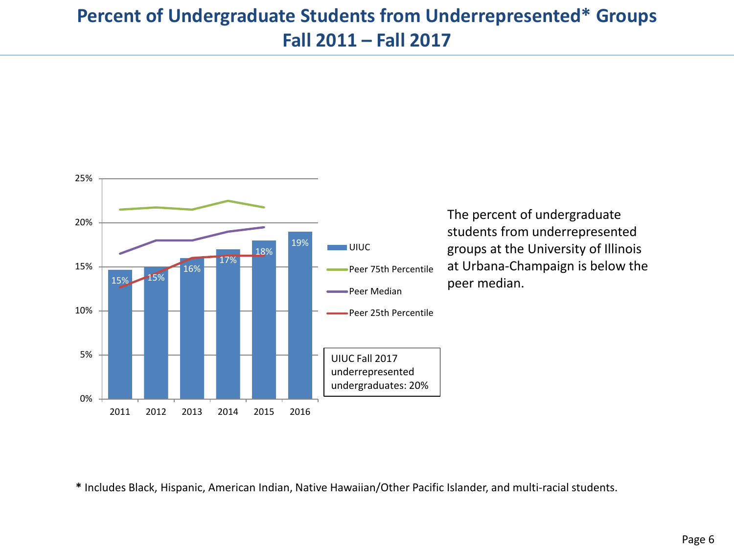# Percent of Undergraduate Students from Underrepresented* Groups
## Fall 2011 – Fall 2017

| Year | UIUC |
|---|---|
| 2011 | 15% |
| 2012 | 15% |
| 2013 | 16% |
| 2014 | 17% |
| 2015 | 18% |
| 2016 | 19% |

Legend: UIUC; Peer 75th Percentile; Peer Median; Peer 25th Percentile

UIUC Fall 2017 underrepresented undergraduates: 20%

The percent of undergraduate students from underrepresented groups at the University of Illinois at Urbana-Champaign is below the peer median.

**\*** Includes Black, Hispanic, American Indian, Native Hawaiian/Other Pacific Islander, and multi-racial students.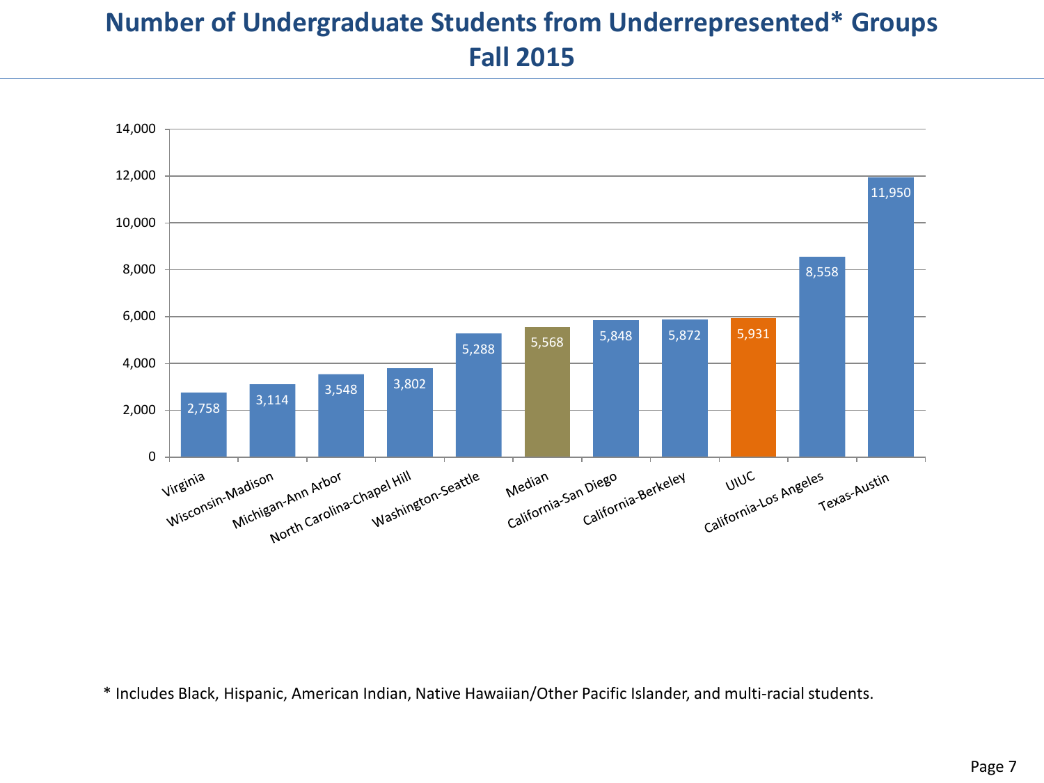# Number of Undergraduate Students from Underrepresented* Groups
## Fall 2015

| Institution | Number of Students |
|---|---|
| Virginia | 2,758 |
| Wisconsin-Madison | 3,114 |
| Michigan-Ann Arbor | 3,548 |
| North Carolina-Chapel Hill | 3,802 |
| Washington-Seattle | 5,288 |
| Median | 5,568 |
| California-San Diego | 5,848 |
| California-Berkeley | 5,872 |
| UIUC | 5,931 |
| California-Los Angeles | 8,558 |
| Texas-Austin | 11,950 |

* Includes Black, Hispanic, American Indian, Native Hawaiian/Other Pacific Islander, and multi-racial students.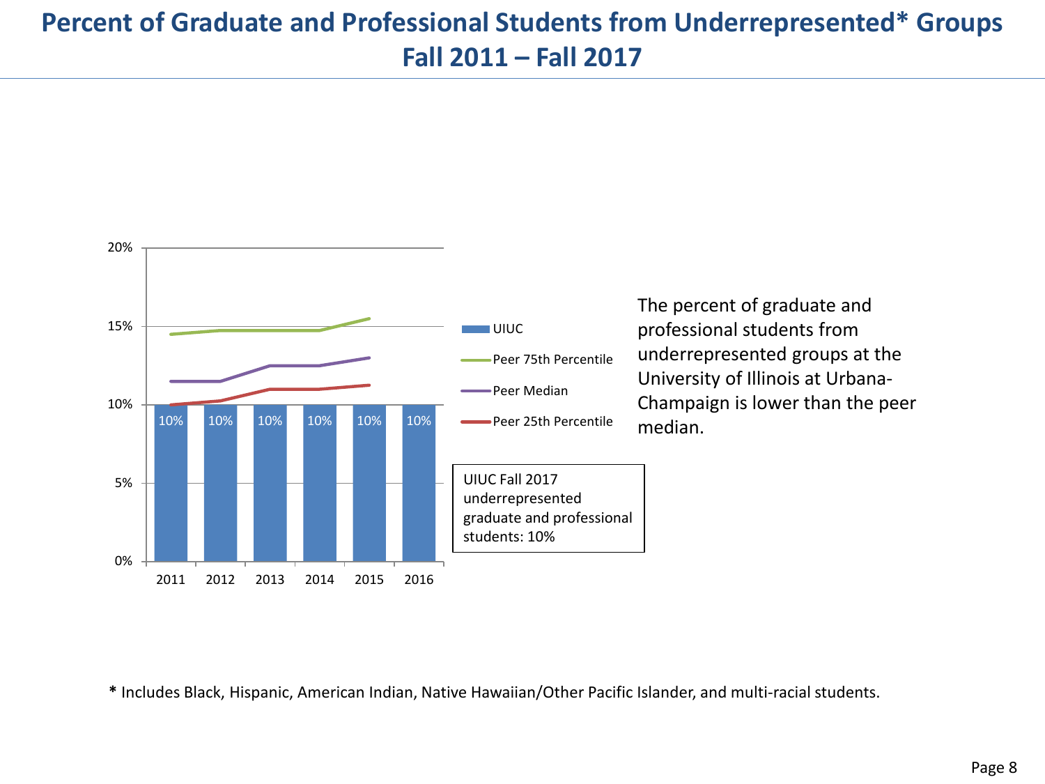# Percent of Graduate and Professional Students from Underrepresented* Groups Fall 2011 – Fall 2017

| Year | UIUC |
|---|---|
| 2011 | 10% |
| 2012 | 10% |
| 2013 | 10% |
| 2014 | 10% |
| 2015 | 10% |
| 2016 | 10% |

Legend: UIUC, Peer 75th Percentile, Peer Median, Peer 25th Percentile

UIUC Fall 2017 underrepresented graduate and professional students: 10%

The percent of graduate and professional students from underrepresented groups at the University of Illinois at Urbana-Champaign is lower than the peer median.

**\*** Includes Black, Hispanic, American Indian, Native Hawaiian/Other Pacific Islander, and multi-racial students.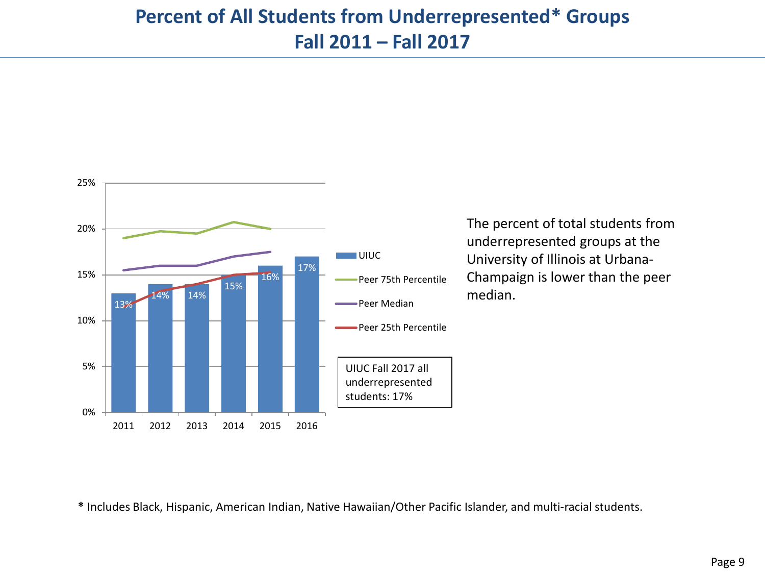# Percent of All Students from Underrepresented* Groups
# Fall 2011 – Fall 2017

| | 2011 | 2012 | 2013 | 2014 | 2015 | 2016 |
|---|---|---|---|---|---|---|
| UIUC | 13% | 14% | 14% | 15% | 16% | 17% |

Legend: UIUC; Peer 75th Percentile; Peer Median; Peer 25th Percentile

UIUC Fall 2017 all underrepresented students: 17%

The percent of total students from underrepresented groups at the University of Illinois at Urbana-Champaign is lower than the peer median.

**\*** Includes Black, Hispanic, American Indian, Native Hawaiian/Other Pacific Islander, and multi-racial students.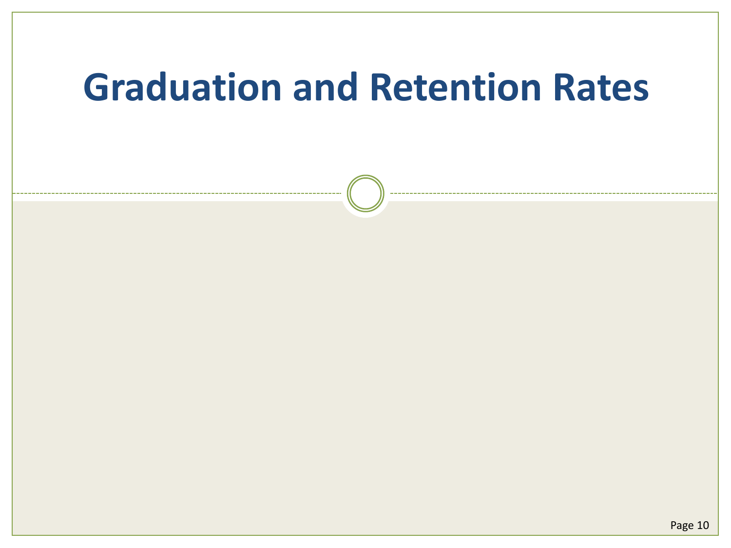# Graduation and Retention Rates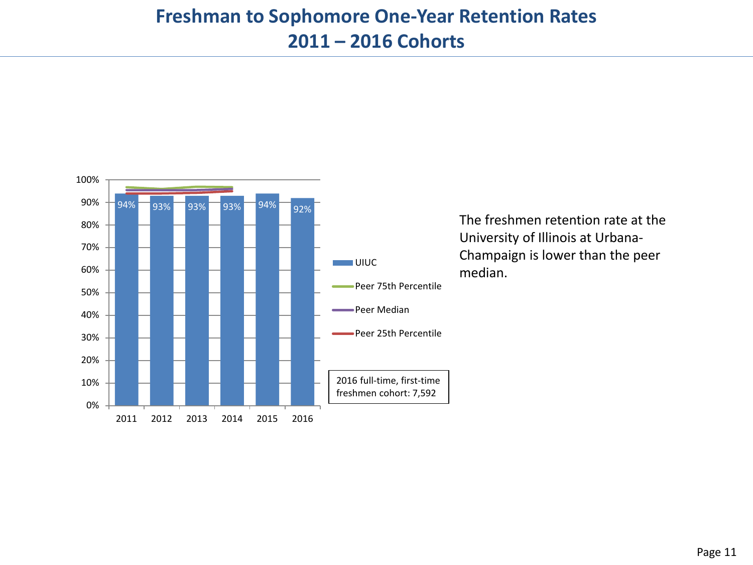# Freshman to Sophomore One-Year Retention Rates
# 2011 – 2016 Cohorts

| Cohort | UIUC |
| --- | --- |
| 2011 | 94% |
| 2012 | 93% |
| 2013 | 93% |
| 2014 | 93% |
| 2015 | 94% |
| 2016 | 92% |

Legend: UIUC; Peer 75th Percentile; Peer Median; Peer 25th Percentile

2016 full-time, first-time freshmen cohort: 7,592

The freshmen retention rate at the University of Illinois at Urbana-Champaign is lower than the peer median.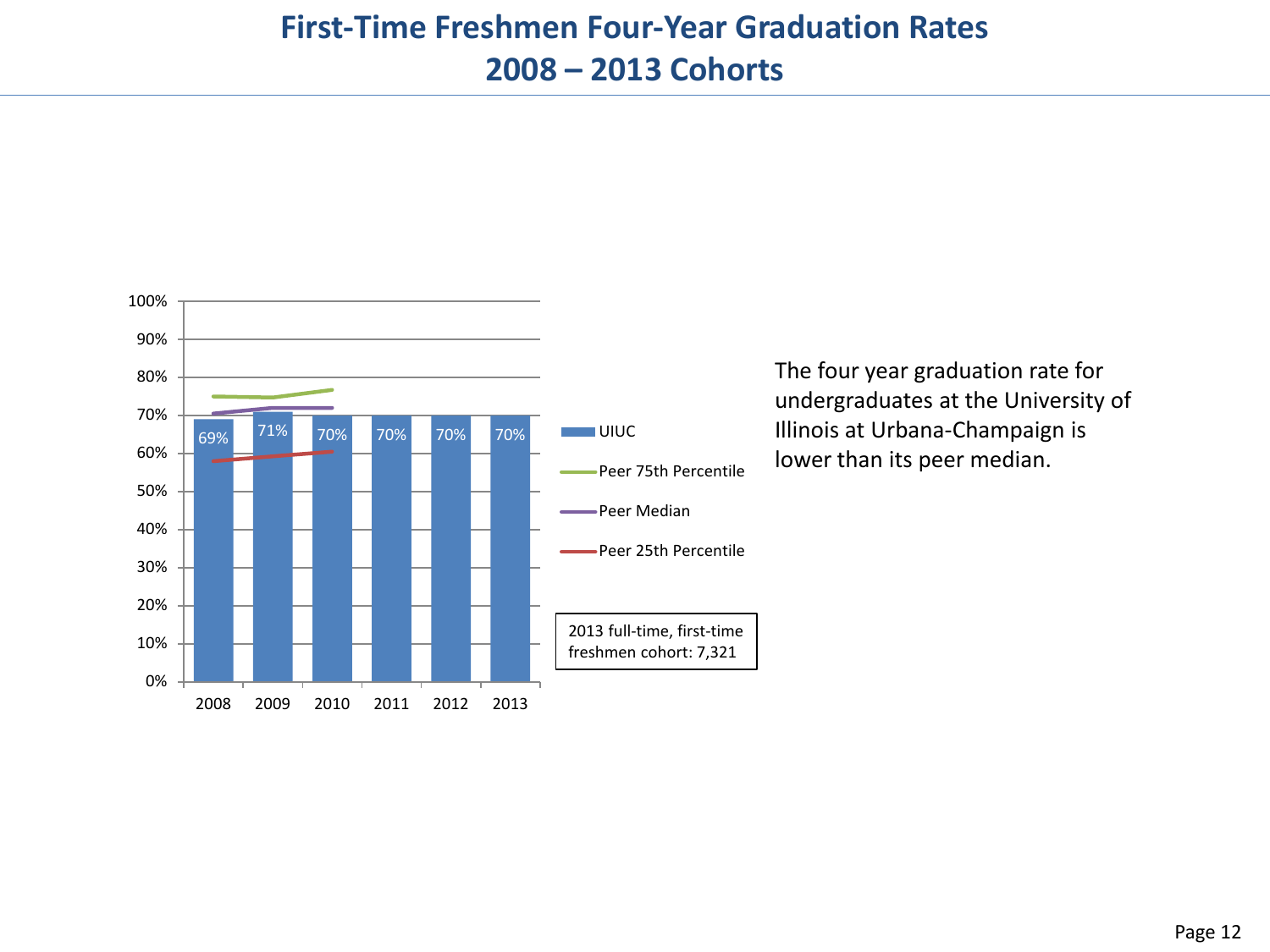# First-Time Freshmen Four-Year Graduation Rates
# 2008 – 2013 Cohorts

| Cohort | UIUC |
|---|---|
| 2008 | 69% |
| 2009 | 71% |
| 2010 | 70% |
| 2011 | 70% |
| 2012 | 70% |
| 2013 | 70% |

Legend: UIUC, Peer 75th Percentile, Peer Median, Peer 25th Percentile

2013 full-time, first-time freshmen cohort: 7,321

The four year graduation rate for undergraduates at the University of Illinois at Urbana-Champaign is lower than its peer median.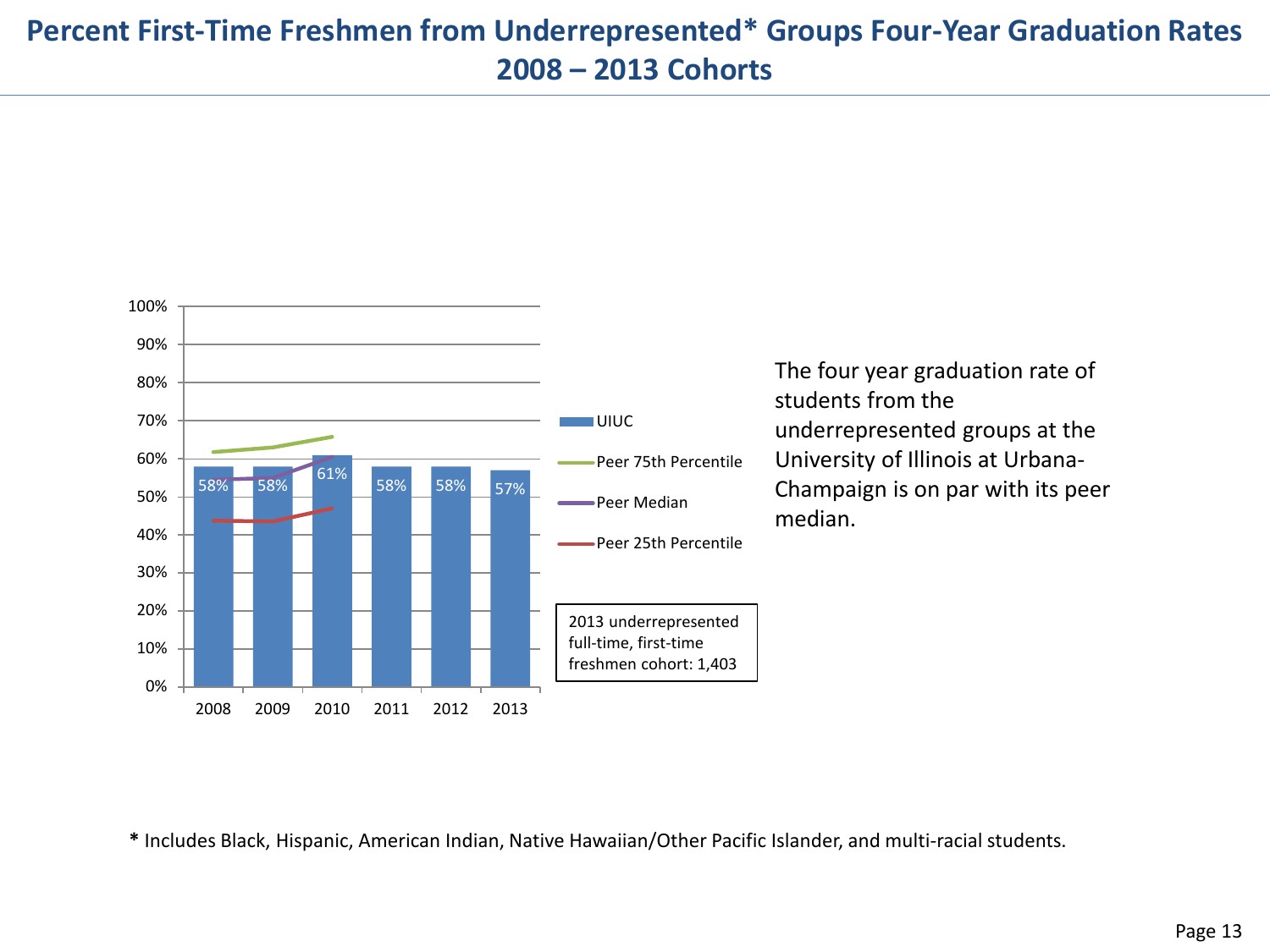# Percent First-Time Freshmen from Underrepresented* Groups Four-Year Graduation Rates 2008 – 2013 Cohorts

| Cohort | UIUC |
|---|---|
| 2008 | 58% |
| 2009 | 58% |
| 2010 | 61% |
| 2011 | 58% |
| 2012 | 58% |
| 2013 | 57% |

Legend: UIUC, Peer 75th Percentile, Peer Median, Peer 25th Percentile

2013 underrepresented full-time, first-time freshmen cohort: 1,403

The four year graduation rate of students from the underrepresented groups at the University of Illinois at Urbana-Champaign is on par with its peer median.

**\*** Includes Black, Hispanic, American Indian, Native Hawaiian/Other Pacific Islander, and multi-racial students.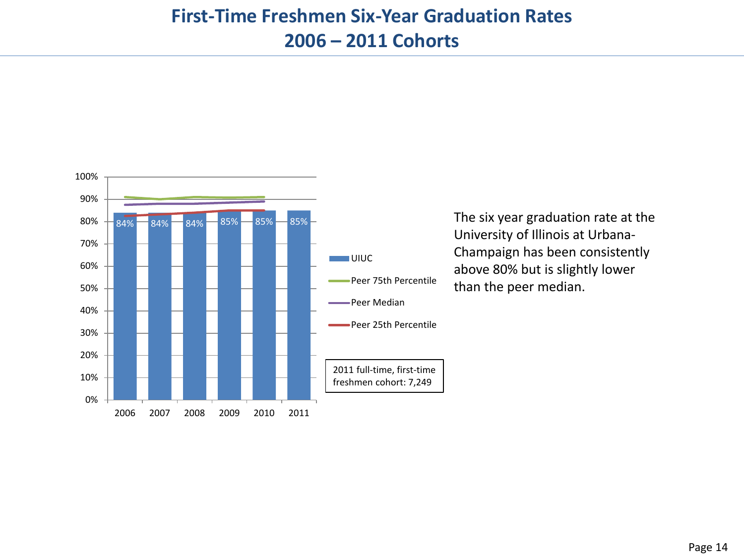# First-Time Freshmen Six-Year Graduation Rates
# 2006 – 2011 Cohorts

| Cohort | UIUC |
|---|---|
| 2006 | 84% |
| 2007 | 84% |
| 2008 | 84% |
| 2009 | 85% |
| 2010 | 85% |
| 2011 | 85% |

Legend: UIUC; Peer 75th Percentile; Peer Median; Peer 25th Percentile

2011 full-time, first-time freshmen cohort: 7,249

The six year graduation rate at the University of Illinois at Urbana-Champaign has been consistently above 80% but is slightly lower than the peer median.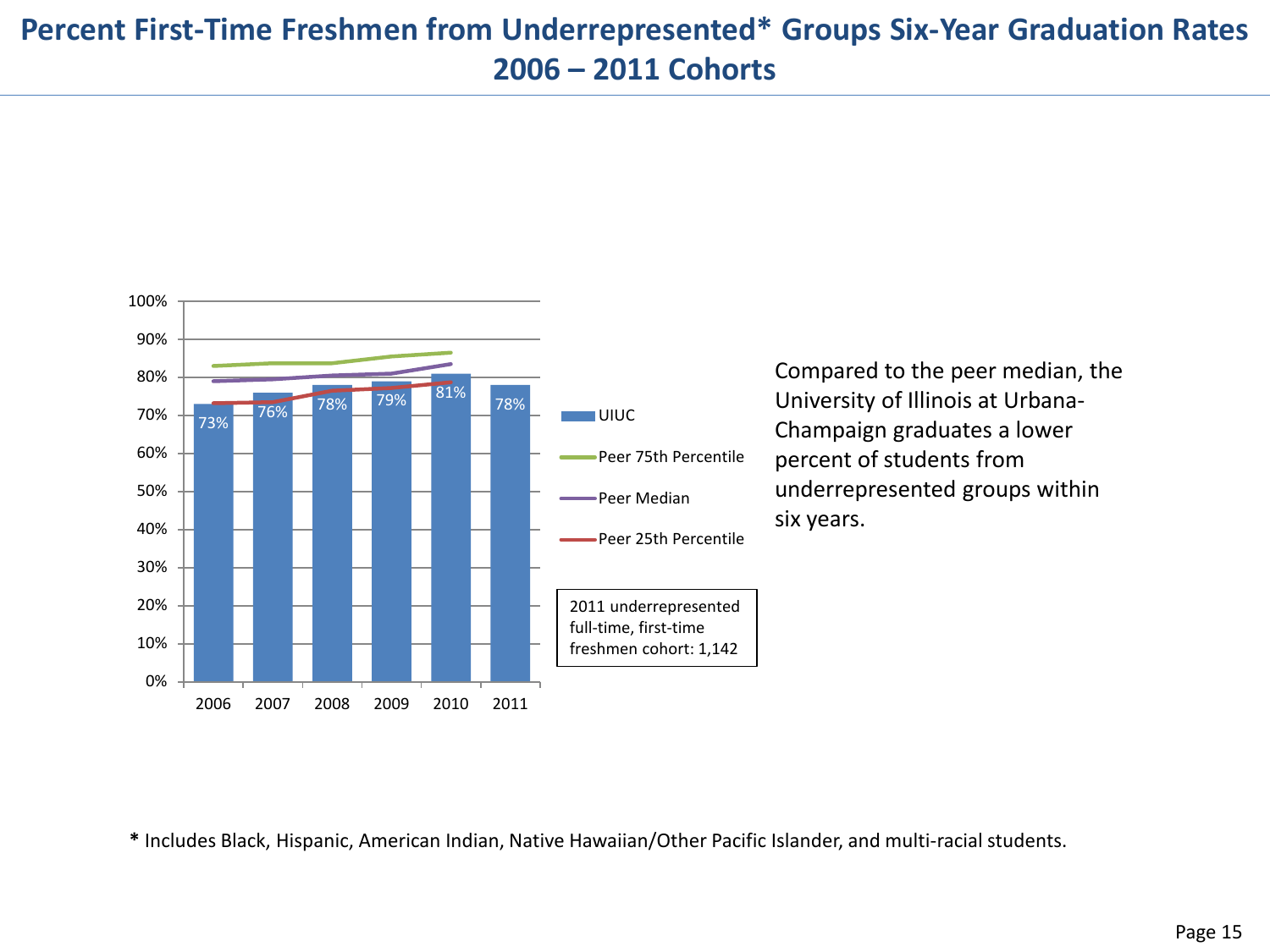# Percent First-Time Freshmen from Underrepresented* Groups Six-Year Graduation Rates 2006 – 2011 Cohorts

| Cohort | UIUC |
| --- | --- |
| 2006 | 73% |
| 2007 | 76% |
| 2008 | 78% |
| 2009 | 79% |
| 2010 | 81% |
| 2011 | 78% |

Legend: UIUC, Peer 75th Percentile, Peer Median, Peer 25th Percentile

2011 underrepresented full-time, first-time freshmen cohort: 1,142

Compared to the peer median, the University of Illinois at Urbana-Champaign graduates a lower percent of students from underrepresented groups within six years.

**\*** Includes Black, Hispanic, American Indian, Native Hawaiian/Other Pacific Islander, and multi-racial students.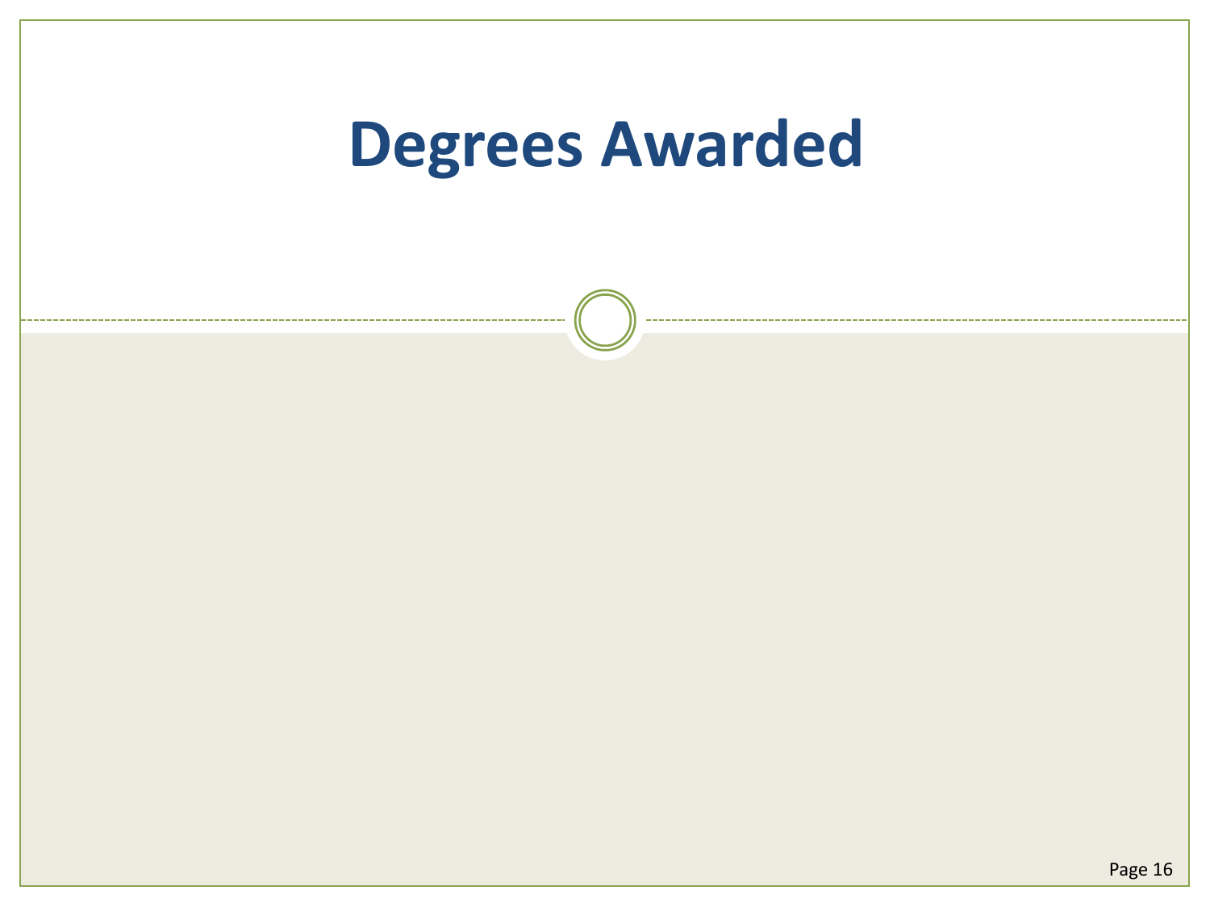# Degrees Awarded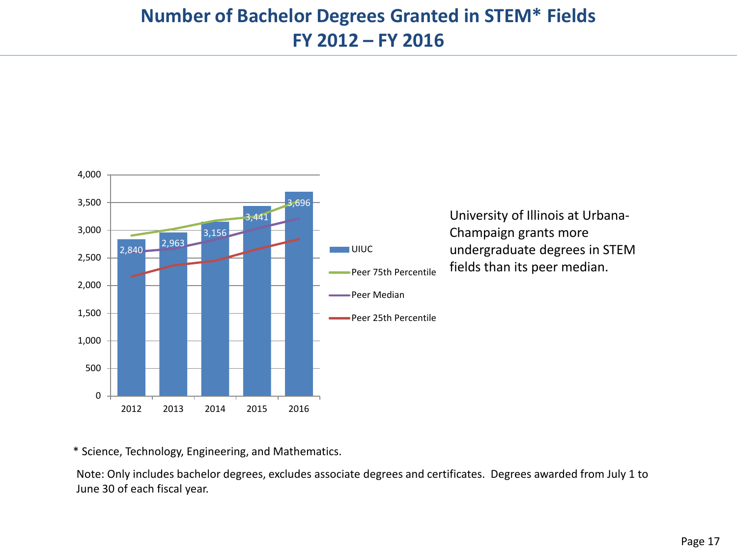# Number of Bachelor Degrees Granted in STEM* Fields
# FY 2012 – FY 2016

| Year | UIUC |
|---|---|
| 2012 | 2,840 |
| 2013 | 2,963 |
| 2014 | 3,156 |
| 2015 | 3,441 |
| 2016 | 3,696 |

Legend: UIUC; Peer 75th Percentile; Peer Median; Peer 25th Percentile

University of Illinois at Urbana-Champaign grants more undergraduate degrees in STEM fields than its peer median.

* Science, Technology, Engineering, and Mathematics.

Note: Only includes bachelor degrees, excludes associate degrees and certificates. Degrees awarded from July 1 to June 30 of each fiscal year.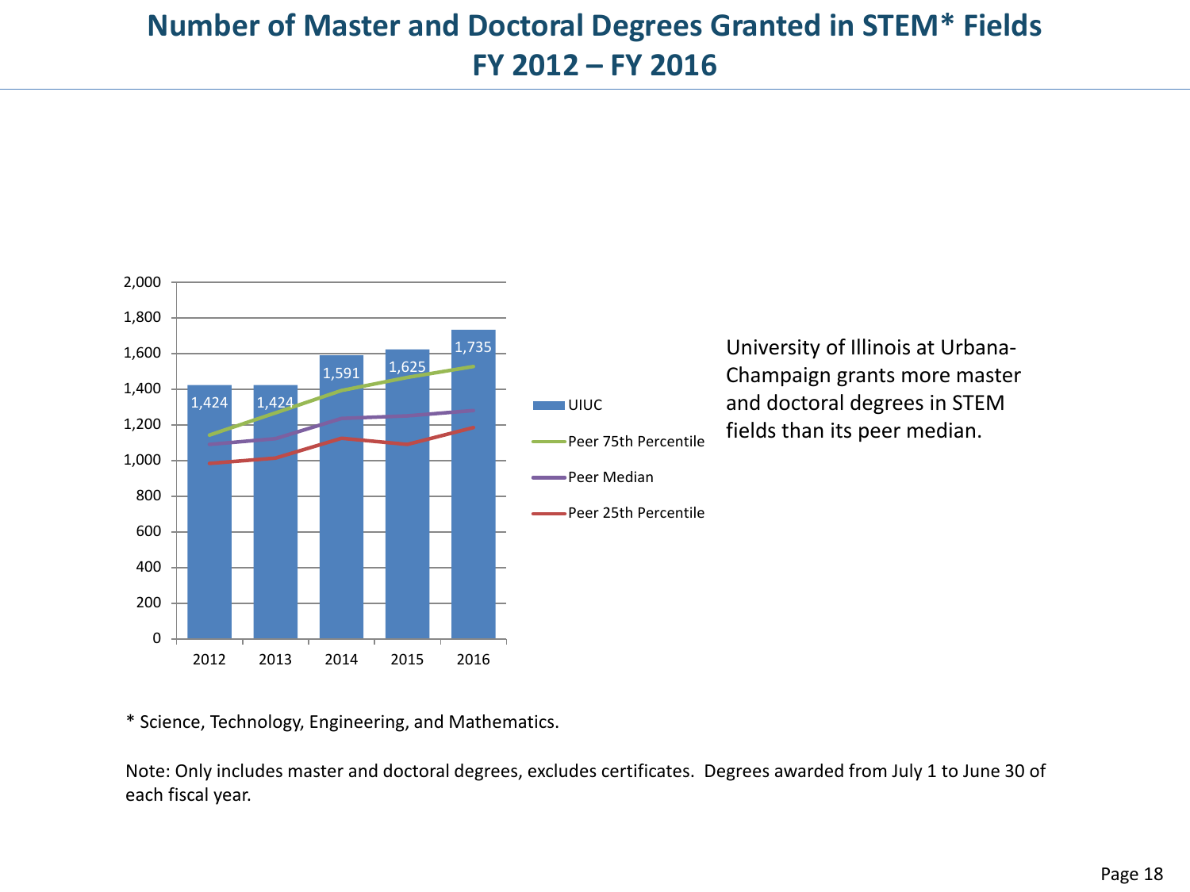# Number of Master and Doctoral Degrees Granted in STEM* Fields
# FY 2012 – FY 2016

| Year | UIUC |
|---|---|
| 2012 | 1,424 |
| 2013 | 1,424 |
| 2014 | 1,591 |
| 2015 | 1,625 |
| 2016 | 1,735 |

Legend: UIUC; Peer 75th Percentile; Peer Median; Peer 25th Percentile

University of Illinois at Urbana-Champaign grants more master and doctoral degrees in STEM fields than its peer median.

\* Science, Technology, Engineering, and Mathematics.

Note: Only includes master and doctoral degrees, excludes certificates. Degrees awarded from July 1 to June 30 of each fiscal year.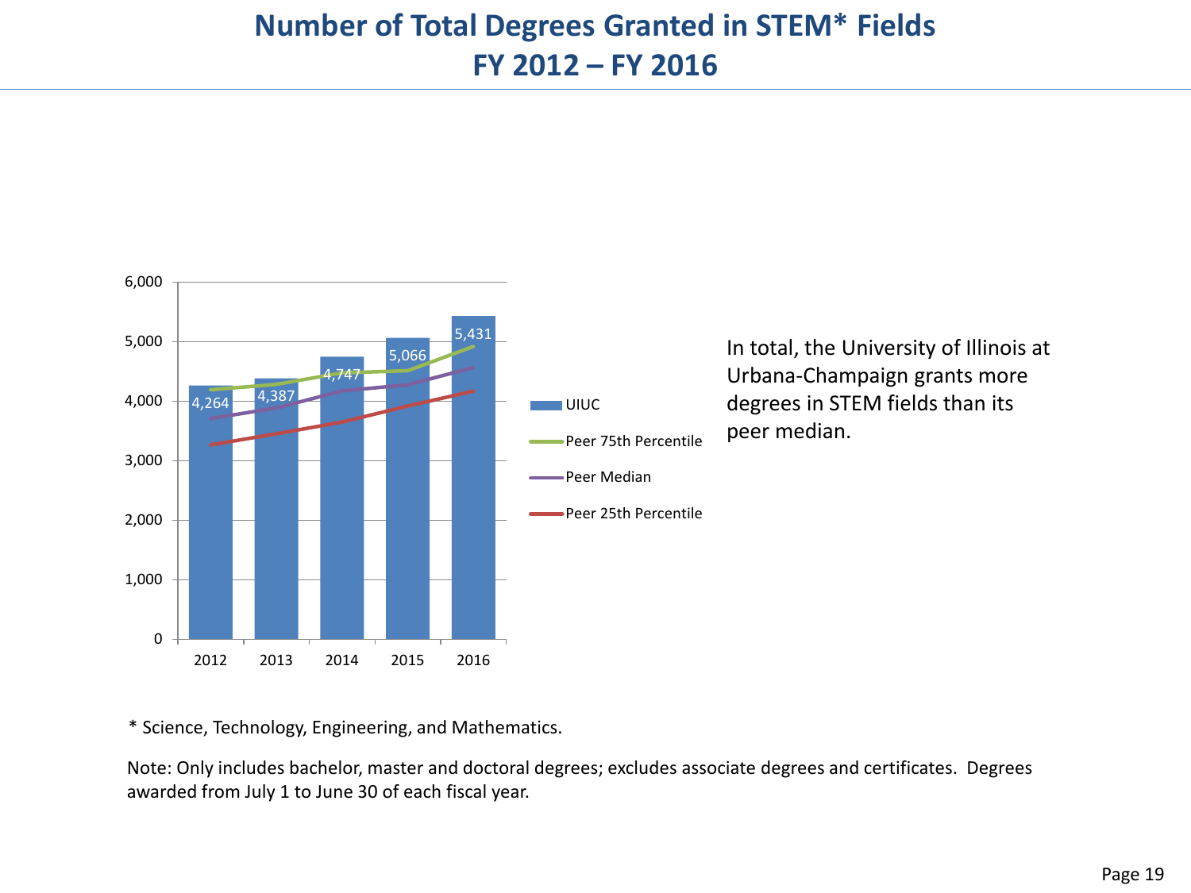# Number of Total Degrees Granted in STEM* Fields
## FY 2012 – FY 2016

| Year | UIUC |
|---|---|
| 2012 | 4,264 |
| 2013 | 4,387 |
| 2014 | 4,747 |
| 2015 | 5,066 |
| 2016 | 5,431 |

Legend: UIUC, Peer 75th Percentile, Peer Median, Peer 25th Percentile

In total, the University of Illinois at Urbana-Champaign grants more degrees in STEM fields than its peer median.

* Science, Technology, Engineering, and Mathematics.

Note: Only includes bachelor, master and doctoral degrees; excludes associate degrees and certificates. Degrees awarded from July 1 to June 30 of each fiscal year.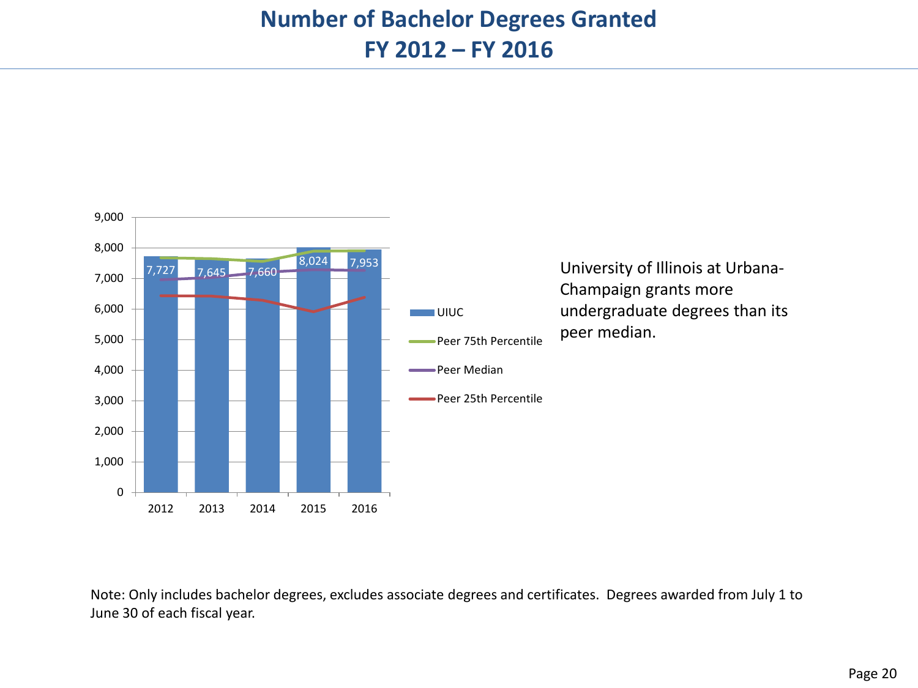# Number of Bachelor Degrees Granted
# FY 2012 – FY 2016

| | 2012 | 2013 | 2014 | 2015 | 2016 |
|---|---|---|---|---|---|
| UIUC | 7,727 | 7,645 | 7,660 | 8,024 | 7,953 |

Legend: UIUC, Peer 75th Percentile, Peer Median, Peer 25th Percentile

University of Illinois at Urbana-Champaign grants more undergraduate degrees than its peer median.

Note: Only includes bachelor degrees, excludes associate degrees and certificates. Degrees awarded from July 1 to June 30 of each fiscal year.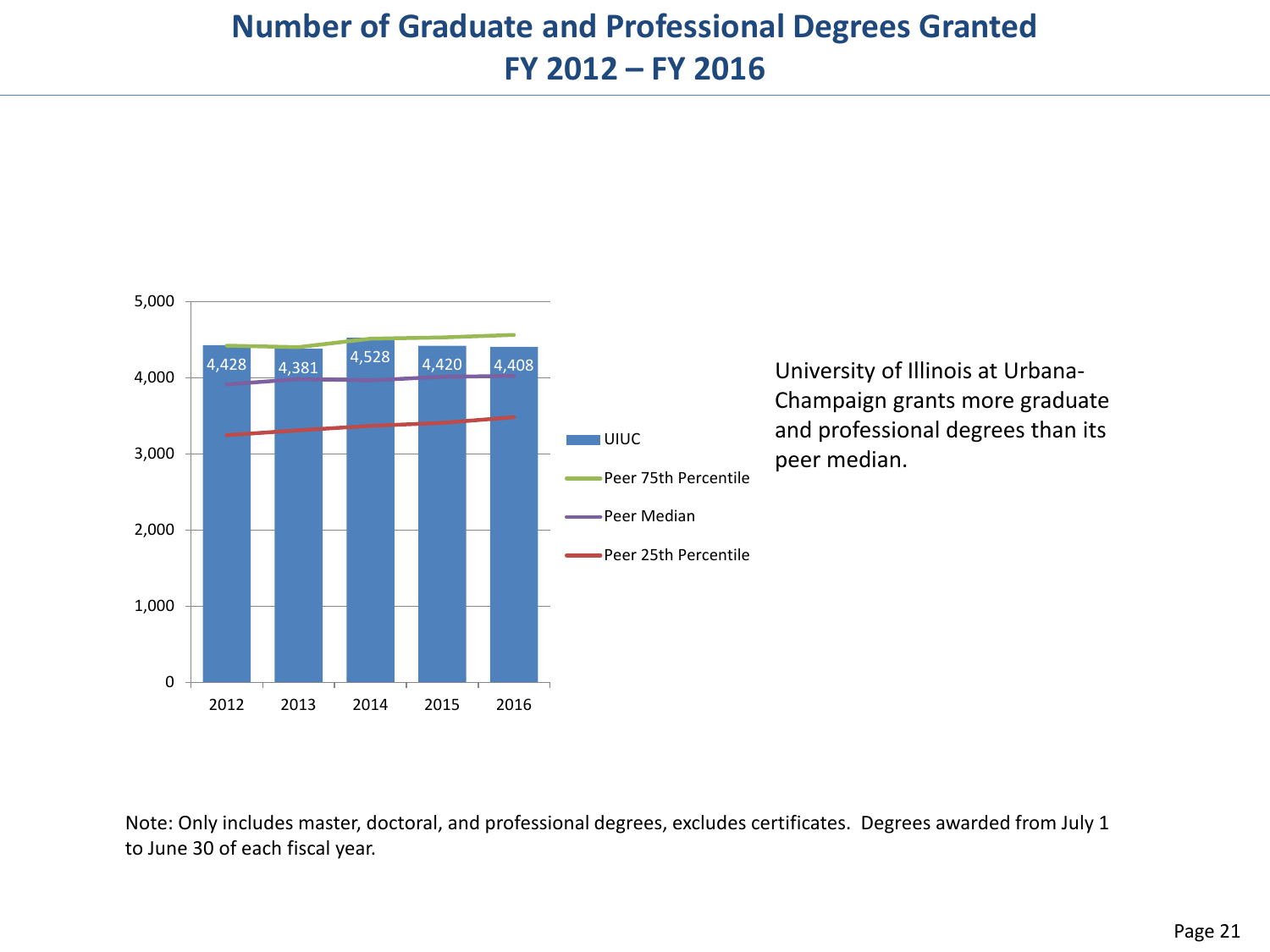# Number of Graduate and Professional Degrees Granted FY 2012 – FY 2016

| Year | UIUC |
|---|---|
| 2012 | 4,428 |
| 2013 | 4,381 |
| 2014 | 4,528 |
| 2015 | 4,420 |
| 2016 | 4,408 |

Legend: UIUC, Peer 75th Percentile, Peer Median, Peer 25th Percentile

University of Illinois at Urbana-Champaign grants more graduate and professional degrees than its peer median.

Note: Only includes master, doctoral, and professional degrees, excludes certificates. Degrees awarded from July 1 to June 30 of each fiscal year.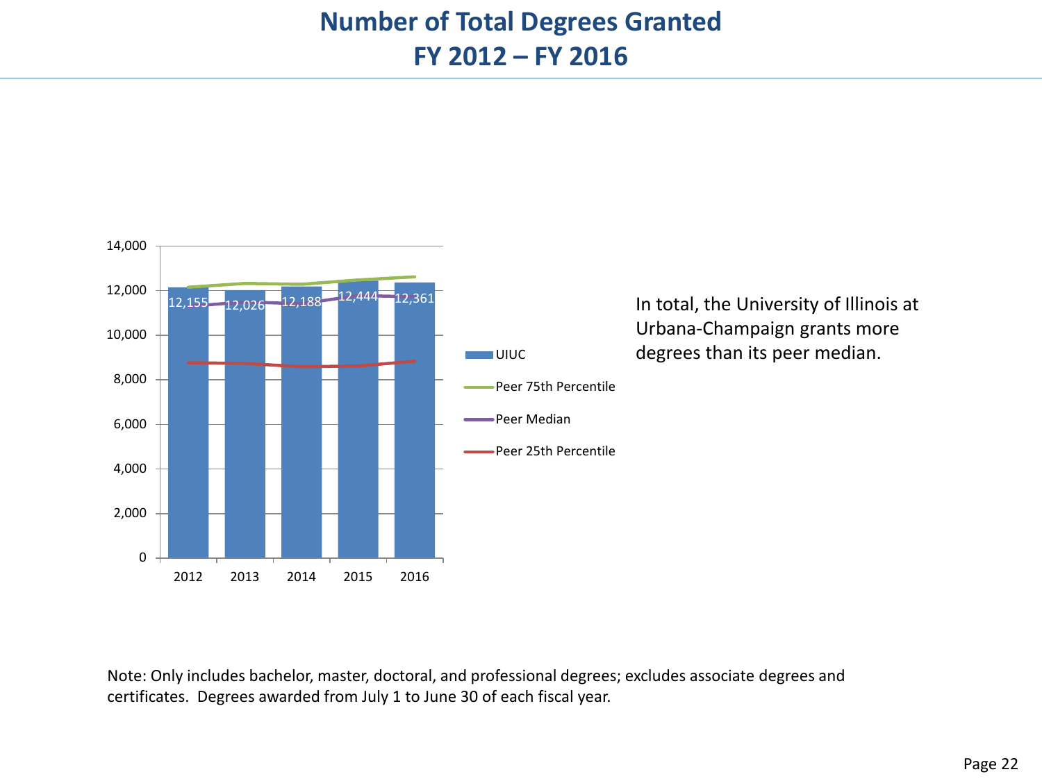# Number of Total Degrees Granted FY 2012 – FY 2016

| Year | UIUC |
|---|---|
| 2012 | 12,155 |
| 2013 | 12,026 |
| 2014 | 12,188 |
| 2015 | 12,444 |
| 2016 | 12,361 |

UIUC | Peer 75th Percentile | Peer Median | Peer 25th Percentile

In total, the University of Illinois at Urbana-Champaign grants more degrees than its peer median.

Note: Only includes bachelor, master, doctoral, and professional degrees; excludes associate degrees and certificates. Degrees awarded from July 1 to June 30 of each fiscal year.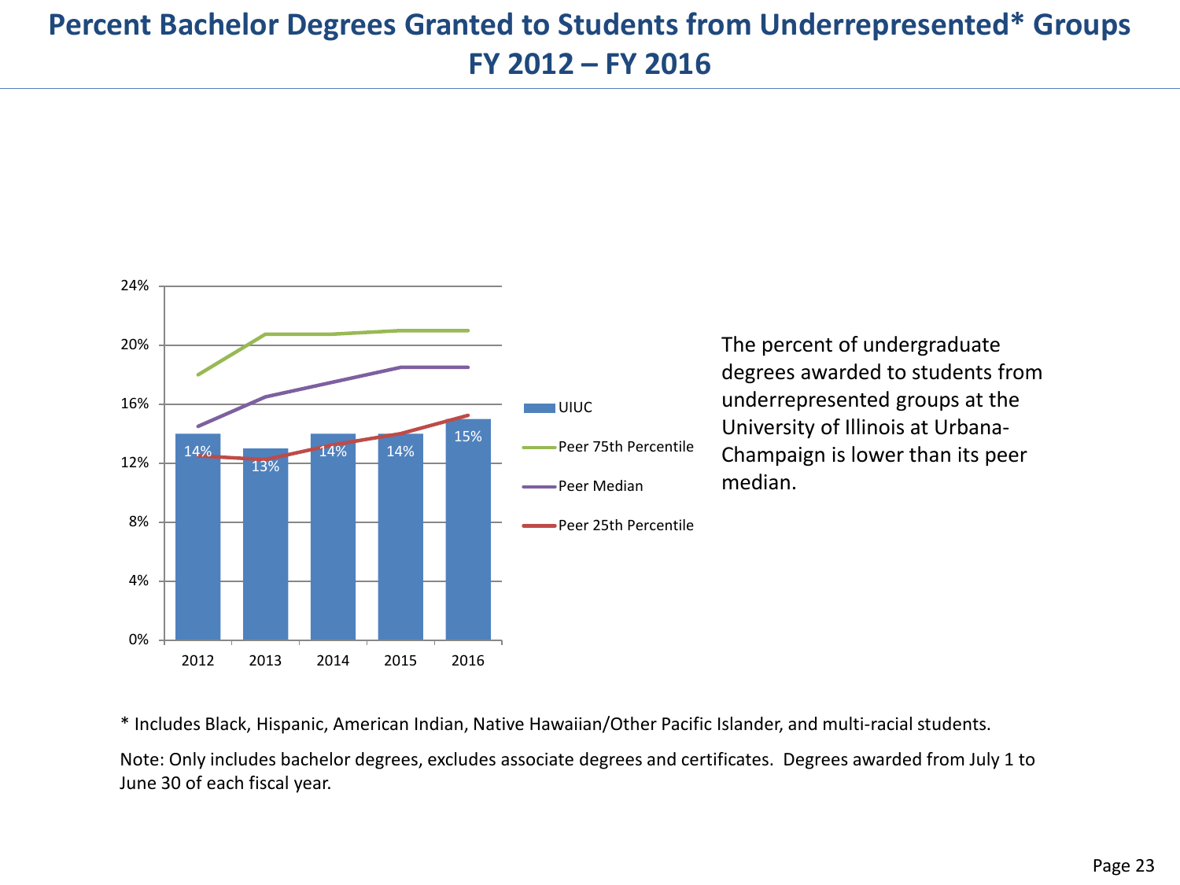# Percent Bachelor Degrees Granted to Students from Underrepresented* Groups FY 2012 – FY 2016

| Year | UIUC |
|---|---|
| 2012 | 14% |
| 2013 | 13% |
| 2014 | 14% |
| 2015 | 14% |
| 2016 | 15% |

Legend: UIUC, Peer 75th Percentile, Peer Median, Peer 25th Percentile

The percent of undergraduate degrees awarded to students from underrepresented groups at the University of Illinois at Urbana-Champaign is lower than its peer median.

* Includes Black, Hispanic, American Indian, Native Hawaiian/Other Pacific Islander, and multi-racial students.

Note: Only includes bachelor degrees, excludes associate degrees and certificates. Degrees awarded from July 1 to June 30 of each fiscal year.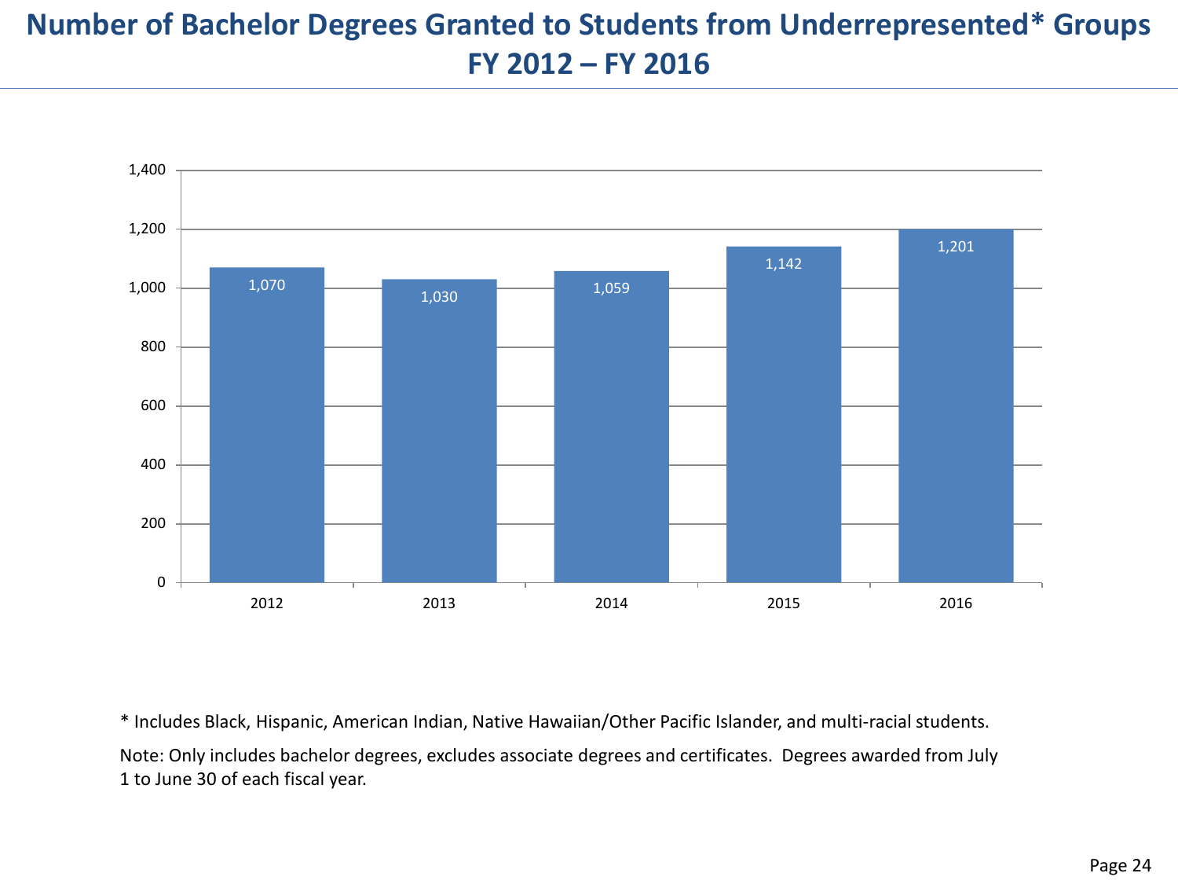# Number of Bachelor Degrees Granted to Students from Underrepresented* Groups FY 2012 – FY 2016

| Fiscal Year | Bachelor Degrees |
|---|---|
| 2012 | 1,070 |
| 2013 | 1,030 |
| 2014 | 1,059 |
| 2015 | 1,142 |
| 2016 | 1,201 |

* Includes Black, Hispanic, American Indian, Native Hawaiian/Other Pacific Islander, and multi-racial students.

Note: Only includes bachelor degrees, excludes associate degrees and certificates. Degrees awarded from July 1 to June 30 of each fiscal year.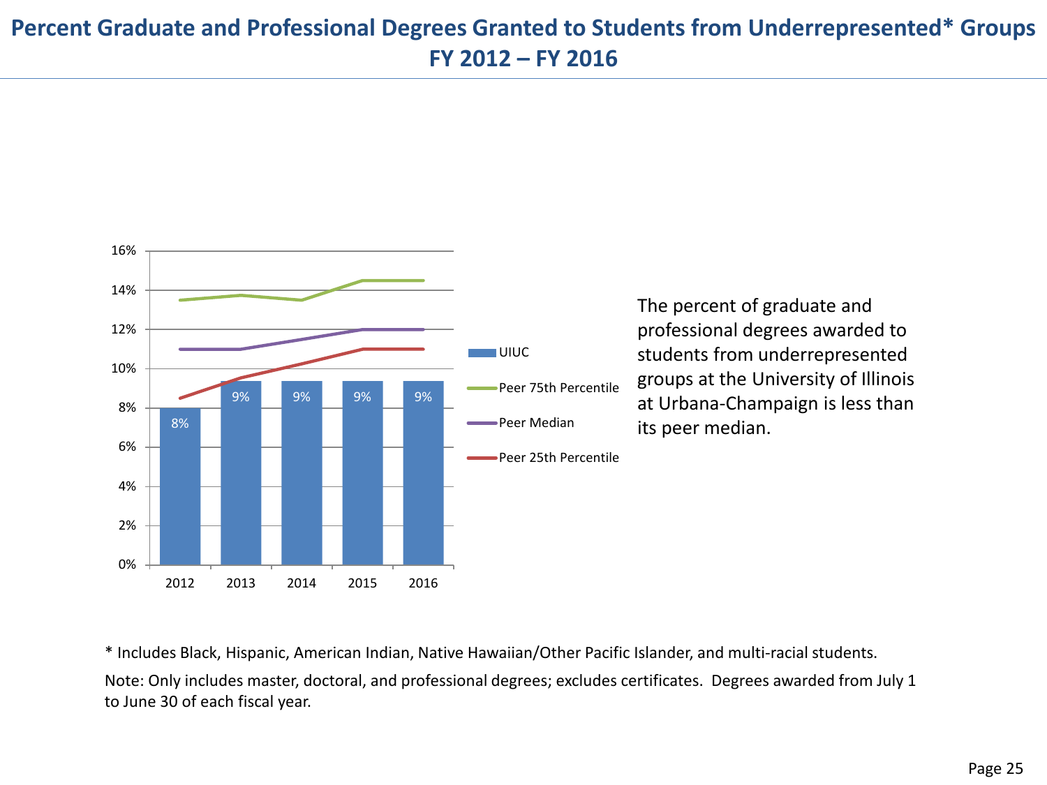# Percent Graduate and Professional Degrees Granted to Students from Underrepresented* Groups FY 2012 – FY 2016

| Year | UIUC | Peer 75th Percentile | Peer Median | Peer 25th Percentile |
|---|---|---|---|---|
| 2012 | 8% | | | |
| 2013 | 9% | | | |
| 2014 | 9% | | | |
| 2015 | 9% | | | |
| 2016 | 9% | | | |

The percent of graduate and professional degrees awarded to students from underrepresented groups at the University of Illinois at Urbana-Champaign is less than its peer median.

* Includes Black, Hispanic, American Indian, Native Hawaiian/Other Pacific Islander, and multi-racial students.

Note: Only includes master, doctoral, and professional degrees; excludes certificates. Degrees awarded from July 1 to June 30 of each fiscal year.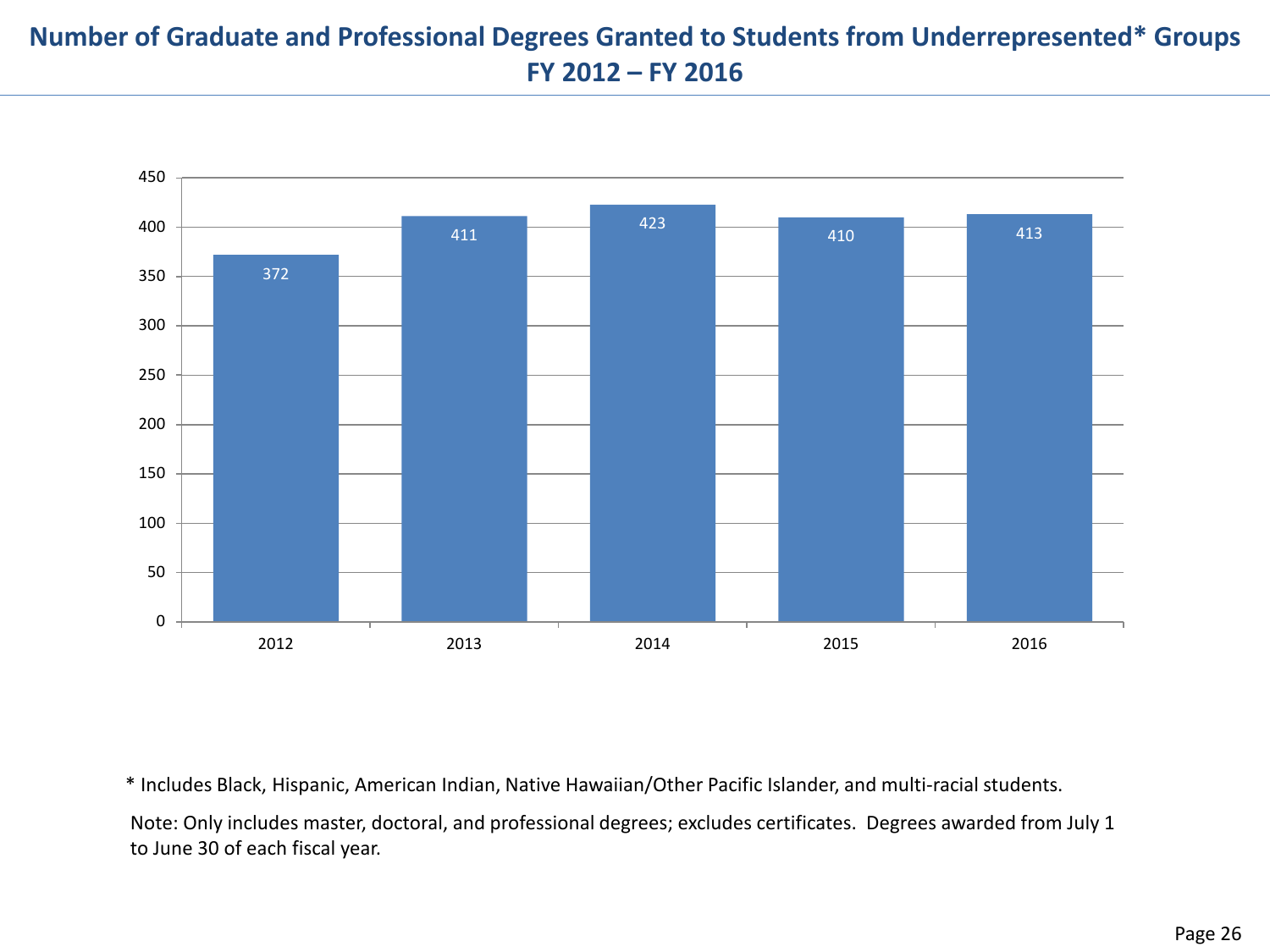# Number of Graduate and Professional Degrees Granted to Students from Underrepresented* Groups FY 2012 – FY 2016

| Fiscal Year | Degrees |
|---|---|
| 2012 | 372 |
| 2013 | 411 |
| 2014 | 423 |
| 2015 | 410 |
| 2016 | 413 |

* Includes Black, Hispanic, American Indian, Native Hawaiian/Other Pacific Islander, and multi-racial students.

Note: Only includes master, doctoral, and professional degrees; excludes certificates. Degrees awarded from July 1 to June 30 of each fiscal year.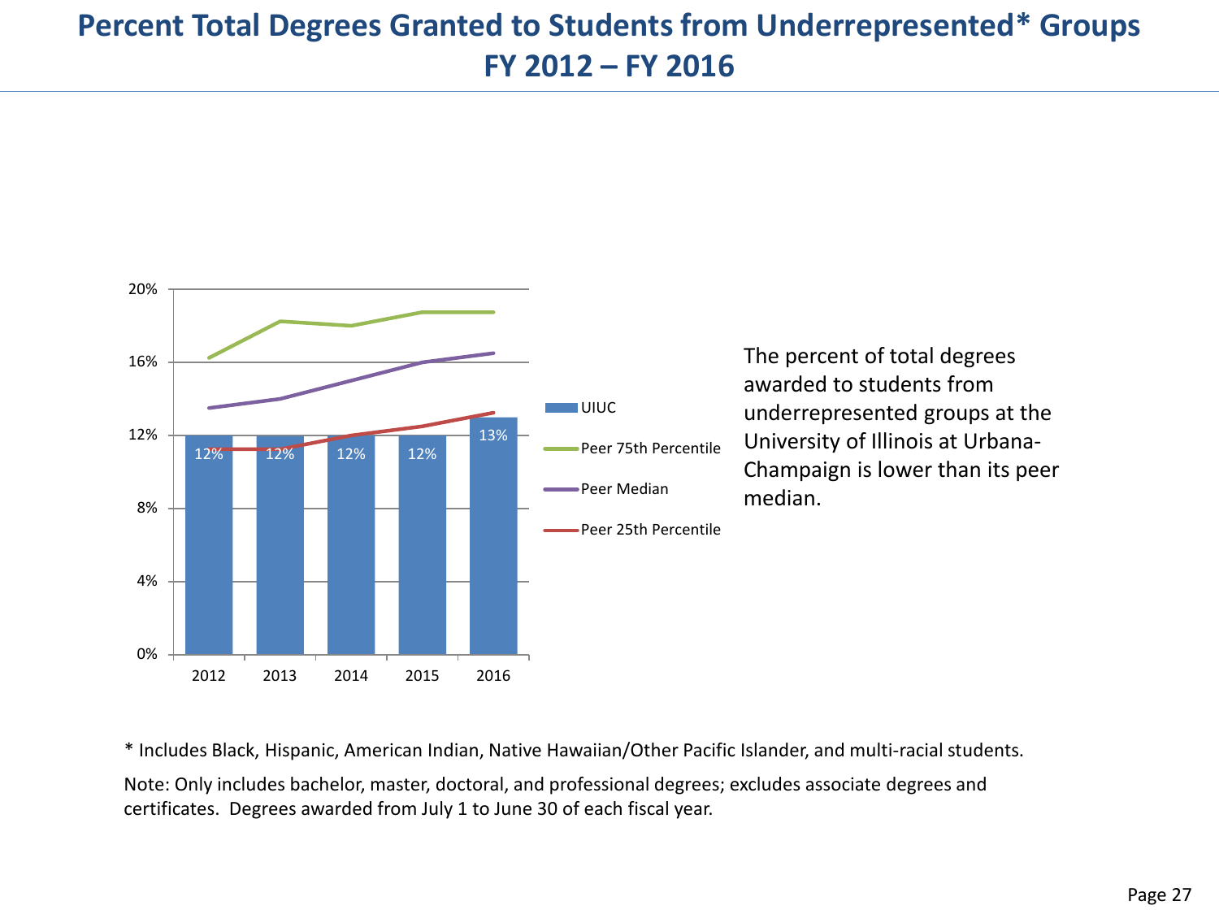# Percent Total Degrees Granted to Students from Underrepresented* Groups FY 2012 – FY 2016

| Year | UIUC |
|---|---|
| 2012 | 12% |
| 2013 | 12% |
| 2014 | 12% |
| 2015 | 12% |
| 2016 | 13% |

Legend: UIUC, Peer 75th Percentile, Peer Median, Peer 25th Percentile

The percent of total degrees awarded to students from underrepresented groups at the University of Illinois at Urbana-Champaign is lower than its peer median.

* Includes Black, Hispanic, American Indian, Native Hawaiian/Other Pacific Islander, and multi-racial students.

Note: Only includes bachelor, master, doctoral, and professional degrees; excludes associate degrees and certificates. Degrees awarded from July 1 to June 30 of each fiscal year.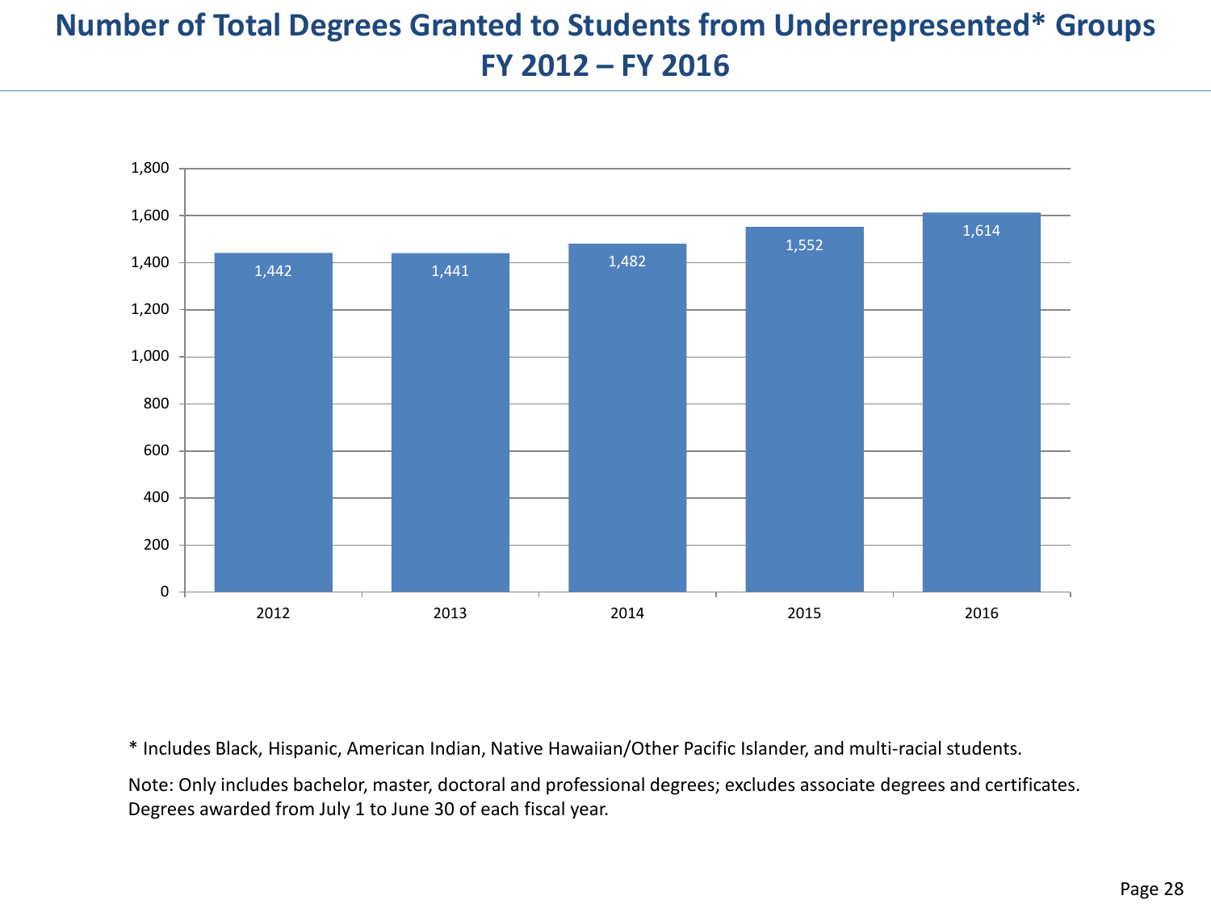# Number of Total Degrees Granted to Students from Underrepresented* Groups FY 2012 – FY 2016

| Fiscal Year | Degrees |
|---|---|
| 2012 | 1,442 |
| 2013 | 1,441 |
| 2014 | 1,482 |
| 2015 | 1,552 |
| 2016 | 1,614 |

* Includes Black, Hispanic, American Indian, Native Hawaiian/Other Pacific Islander, and multi-racial students.

Note: Only includes bachelor, master, doctoral and professional degrees; excludes associate degrees and certificates. Degrees awarded from July 1 to June 30 of each fiscal year.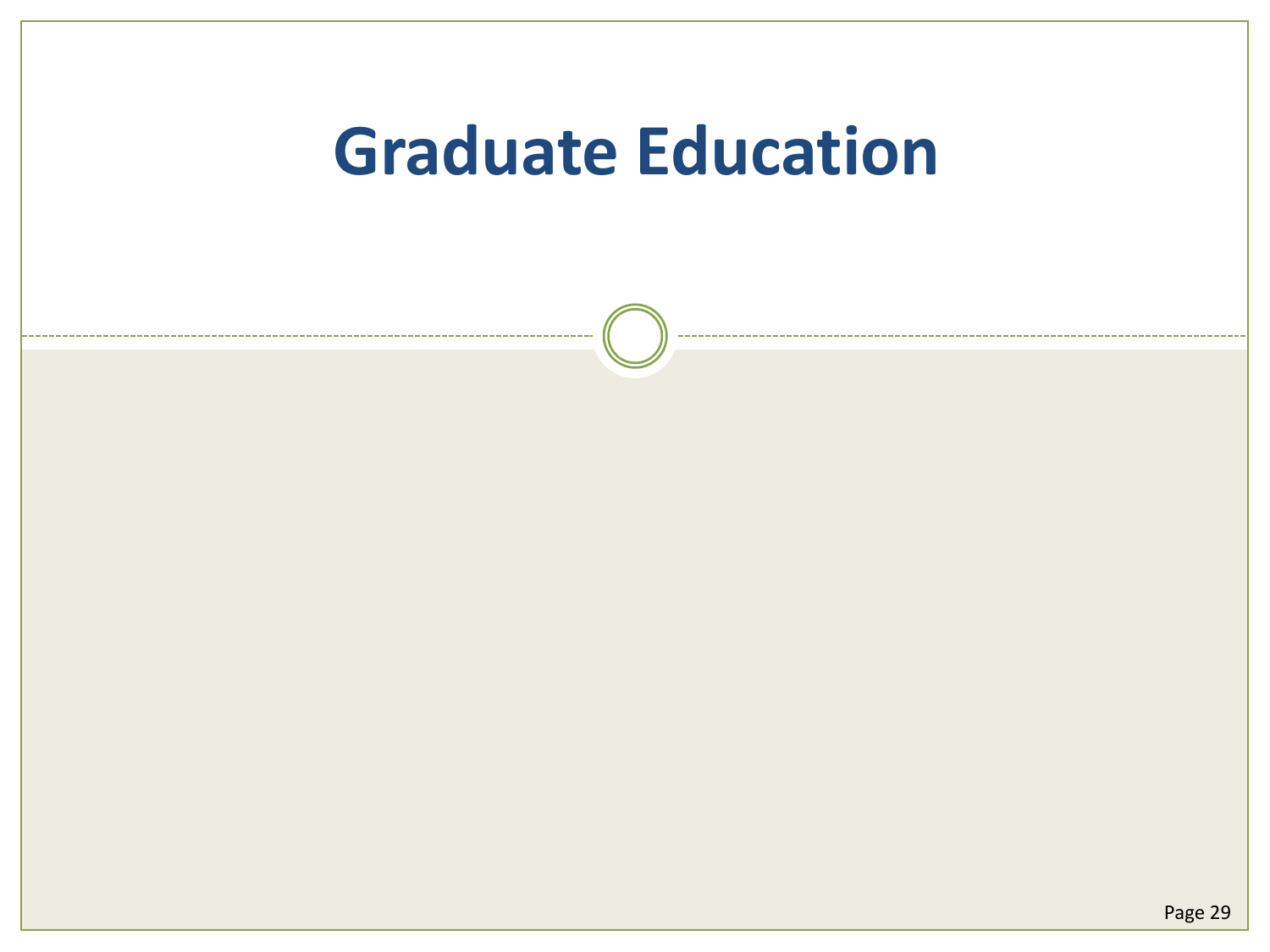# Graduate Education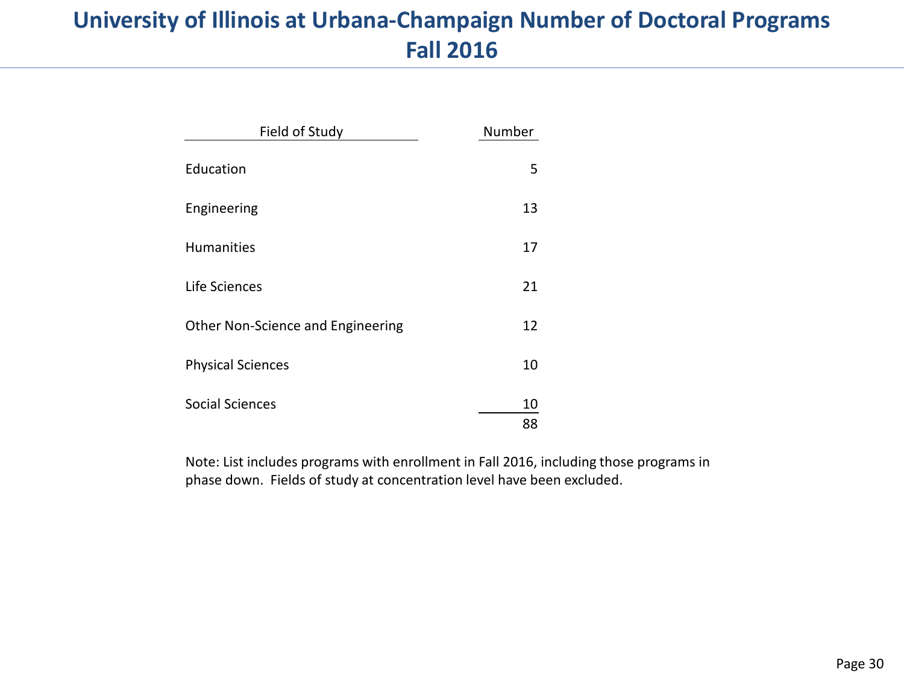# University of Illinois at Urbana-Champaign Number of Doctoral Programs Fall 2016

| Field of Study | Number |
|---|---|
| Education | 5 |
| Engineering | 13 |
| Humanities | 17 |
| Life Sciences | 21 |
| Other Non-Science and Engineering | 12 |
| Physical Sciences | 10 |
| Social Sciences | 10 |
| | 88 |

Note: List includes programs with enrollment in Fall 2016, including those programs in phase down. Fields of study at concentration level have been excluded.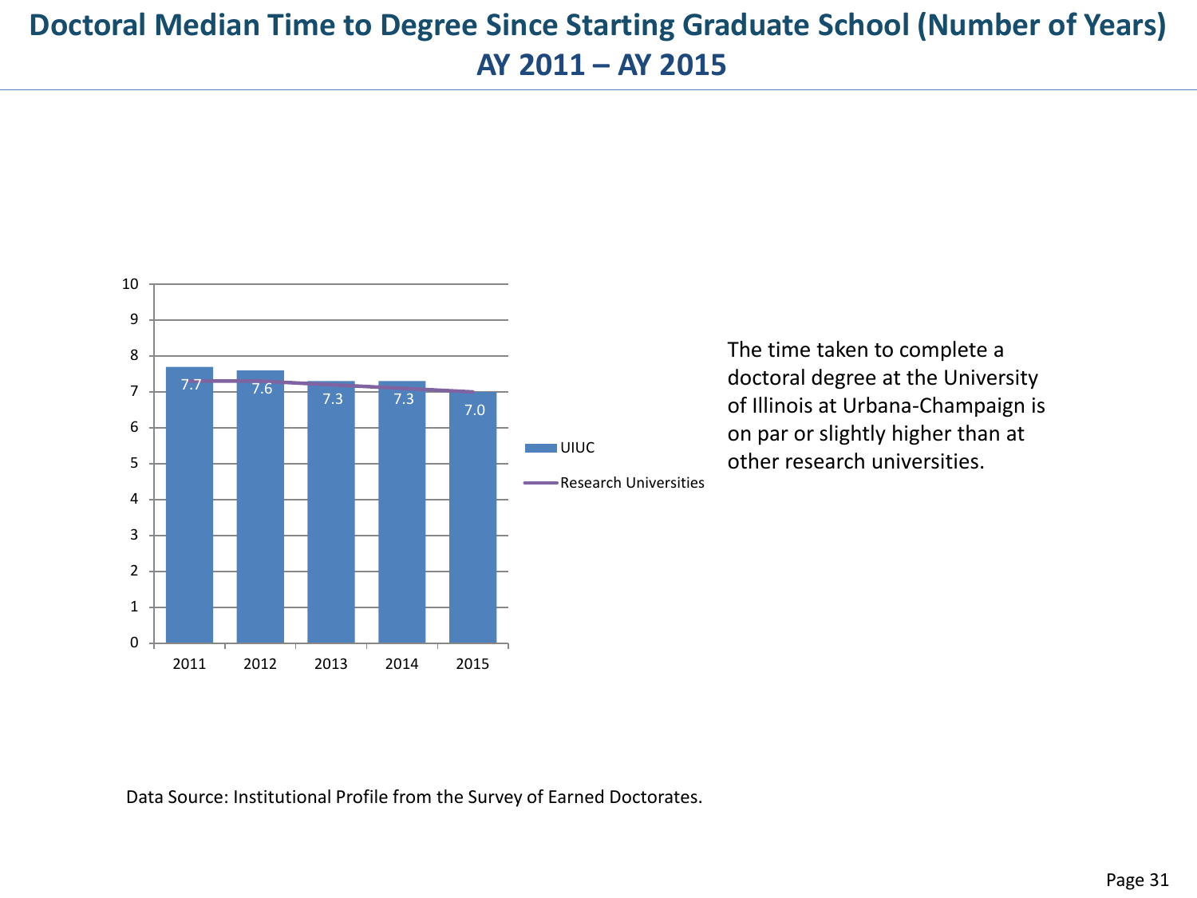# Doctoral Median Time to Degree Since Starting Graduate School (Number of Years) AY 2011 – AY 2015

| Year | UIUC |
|---|---|
| 2011 | 7.7 |
| 2012 | 7.6 |
| 2013 | 7.3 |
| 2014 | 7.3 |
| 2015 | 7.0 |

The time taken to complete a doctoral degree at the University of Illinois at Urbana-Champaign is on par or slightly higher than at other research universities.

Data Source: Institutional Profile from the Survey of Earned Doctorates.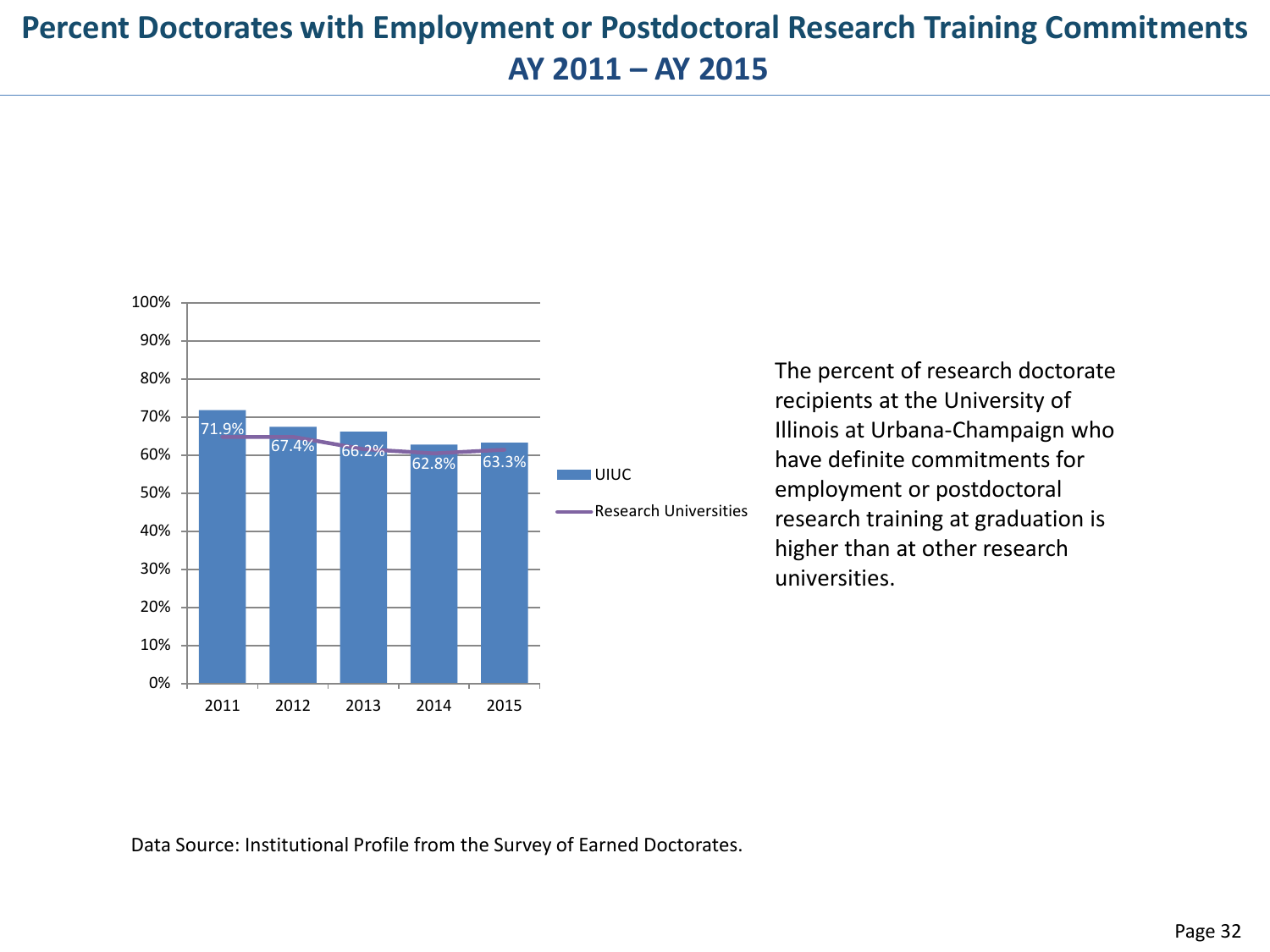# Percent Doctorates with Employment or Postdoctoral Research Training Commitments AY 2011 – AY 2015

| Year | UIUC |
|---|---|
| 2011 | 71.9% |
| 2012 | 67.4% |
| 2013 | 66.2% |
| 2014 | 62.8% |
| 2015 | 63.3% |

The percent of research doctorate recipients at the University of Illinois at Urbana-Champaign who have definite commitments for employment or postdoctoral research training at graduation is higher than at other research universities.

Data Source: Institutional Profile from the Survey of Earned Doctorates.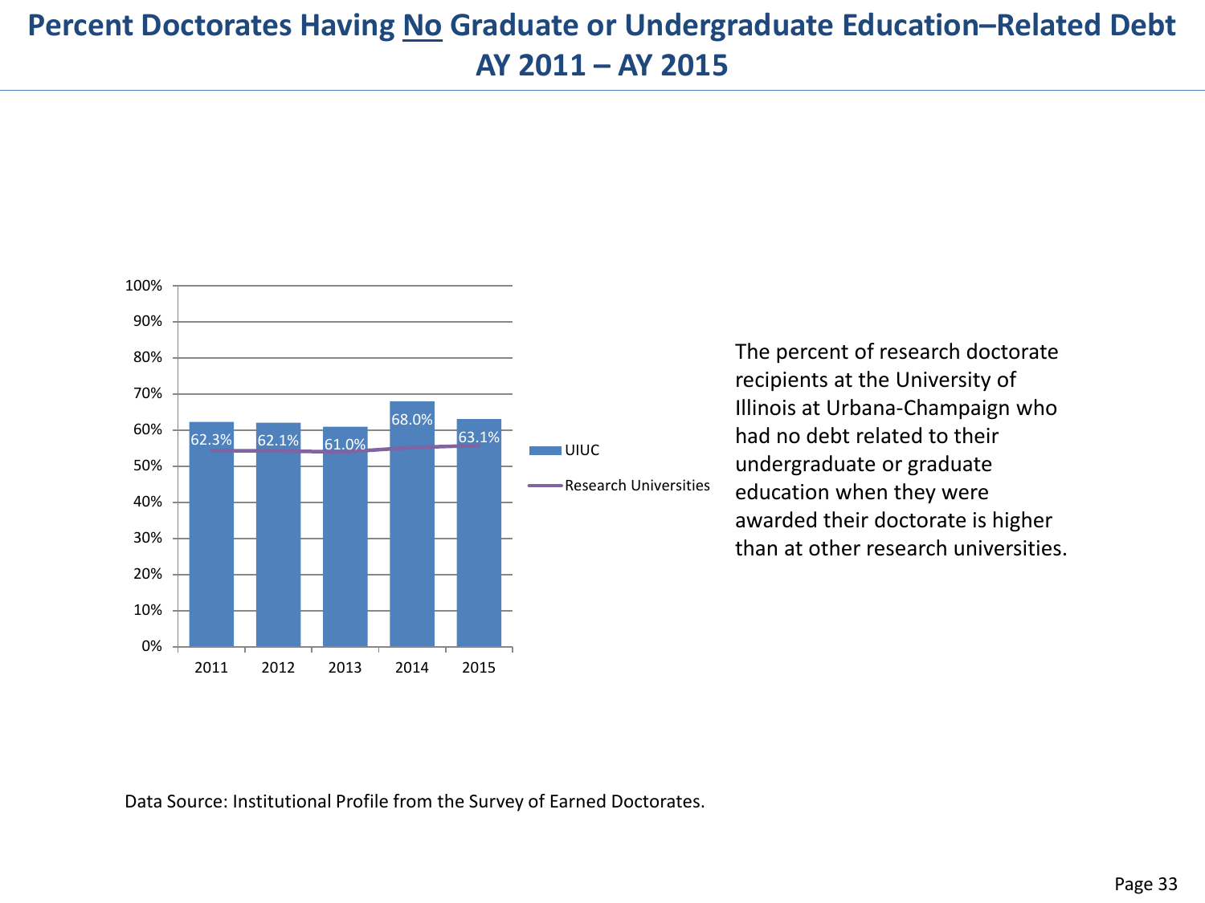# Percent Doctorates Having No Graduate or Undergraduate Education–Related Debt AY 2011 – AY 2015

100%
90%
80%
70%
60%
50%
40%
30%
20%
10%
0%

62.3%
62.1%
61.0%
68.0%
63.1%

2011
2012
2013
2014
2015

UIUC
Research Universities

The percent of research doctorate recipients at the University of Illinois at Urbana-Champaign who had no debt related to their undergraduate or graduate education when they were awarded their doctorate is higher than at other research universities.

Data Source: Institutional Profile from the Survey of Earned Doctorates.